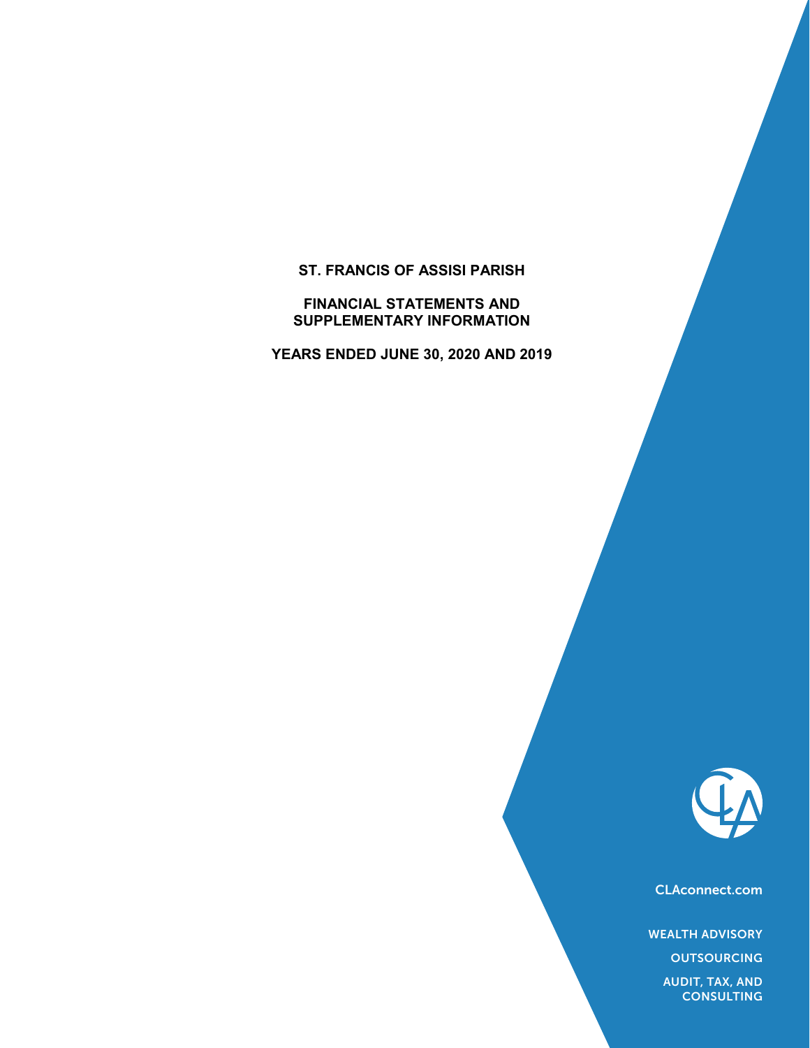# ST. FRANCIS OF ASSISI PARISH

## FINANCIAL STATEMENTS AND SUPPLEMENTARY INFORMATION

## YEARS ENDED JUNE 30, 2020 AND 2019

CLAconnect.com

WEALTH ADVISORY

OUTSOURCING

AUDIT, TAX, AND CONSULTING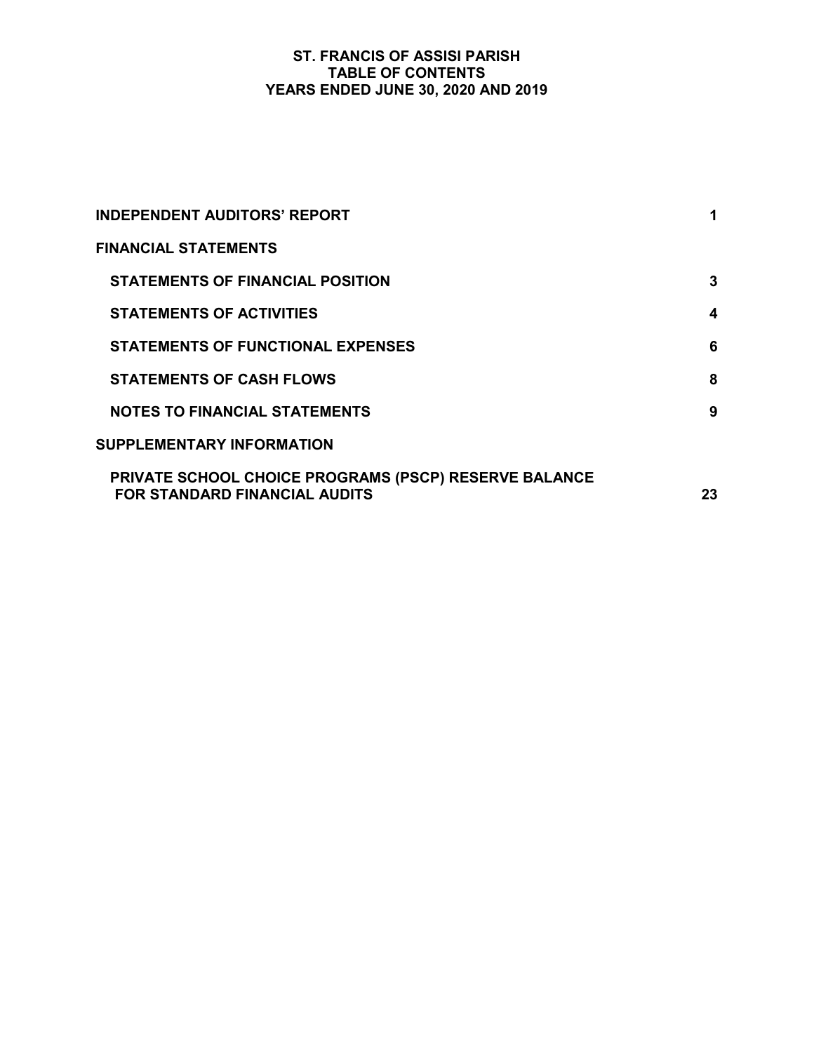# ST. FRANCIS OF ASSISI PARISH
## TABLE OF CONTENTS
## YEARS ENDED JUNE 30, 2020 AND 2019

| | |
|---|---|
| **INDEPENDENT AUDITORS' REPORT** | **1** |
| **FINANCIAL STATEMENTS** | |
| **STATEMENTS OF FINANCIAL POSITION** | **3** |
| **STATEMENTS OF ACTIVITIES** | **4** |
| **STATEMENTS OF FUNCTIONAL EXPENSES** | **6** |
| **STATEMENTS OF CASH FLOWS** | **8** |
| **NOTES TO FINANCIAL STATEMENTS** | **9** |
| **SUPPLEMENTARY INFORMATION** | |
| **PRIVATE SCHOOL CHOICE PROGRAMS (PSCP) RESERVE BALANCE FOR STANDARD FINANCIAL AUDITS** | **23** |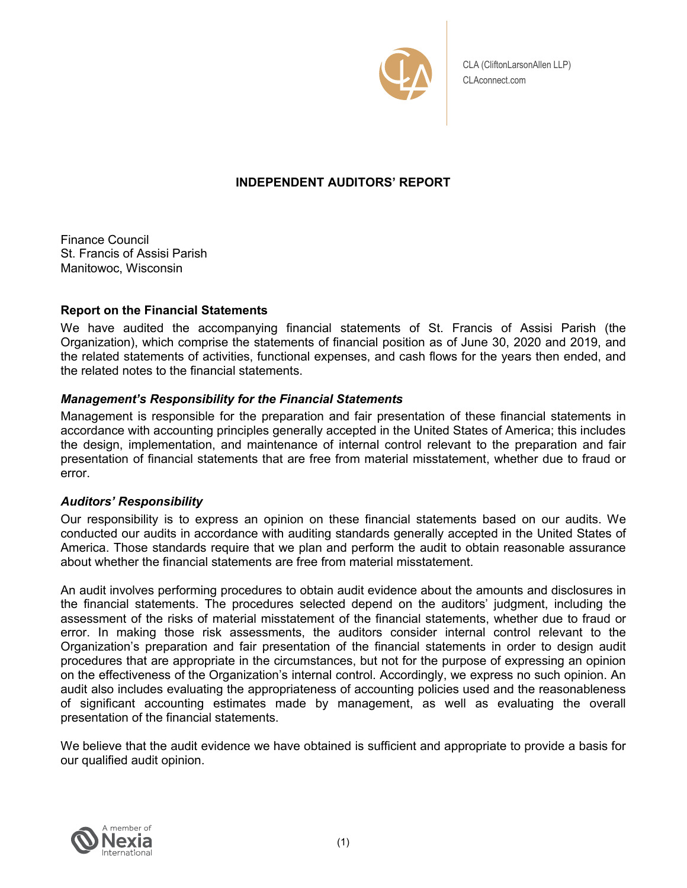CLA (CliftonLarsonAllen LLP)
CLAconnect.com

# INDEPENDENT AUDITORS' REPORT

Finance Council
St. Francis of Assisi Parish
Manitowoc, Wisconsin

## Report on the Financial Statements

We have audited the accompanying financial statements of St. Francis of Assisi Parish (the Organization), which comprise the statements of financial position as of June 30, 2020 and 2019, and the related statements of activities, functional expenses, and cash flows for the years then ended, and the related notes to the financial statements.

### *Management's Responsibility for the Financial Statements*

Management is responsible for the preparation and fair presentation of these financial statements in accordance with accounting principles generally accepted in the United States of America; this includes the design, implementation, and maintenance of internal control relevant to the preparation and fair presentation of financial statements that are free from material misstatement, whether due to fraud or error.

### *Auditors' Responsibility*

Our responsibility is to express an opinion on these financial statements based on our audits. We conducted our audits in accordance with auditing standards generally accepted in the United States of America. Those standards require that we plan and perform the audit to obtain reasonable assurance about whether the financial statements are free from material misstatement.

An audit involves performing procedures to obtain audit evidence about the amounts and disclosures in the financial statements. The procedures selected depend on the auditors' judgment, including the assessment of the risks of material misstatement of the financial statements, whether due to fraud or error. In making those risk assessments, the auditors consider internal control relevant to the Organization's preparation and fair presentation of the financial statements in order to design audit procedures that are appropriate in the circumstances, but not for the purpose of expressing an opinion on the effectiveness of the Organization's internal control. Accordingly, we express no such opinion. An audit also includes evaluating the appropriateness of accounting policies used and the reasonableness of significant accounting estimates made by management, as well as evaluating the overall presentation of the financial statements.

We believe that the audit evidence we have obtained is sufficient and appropriate to provide a basis for our qualified audit opinion.

A member of Nexia International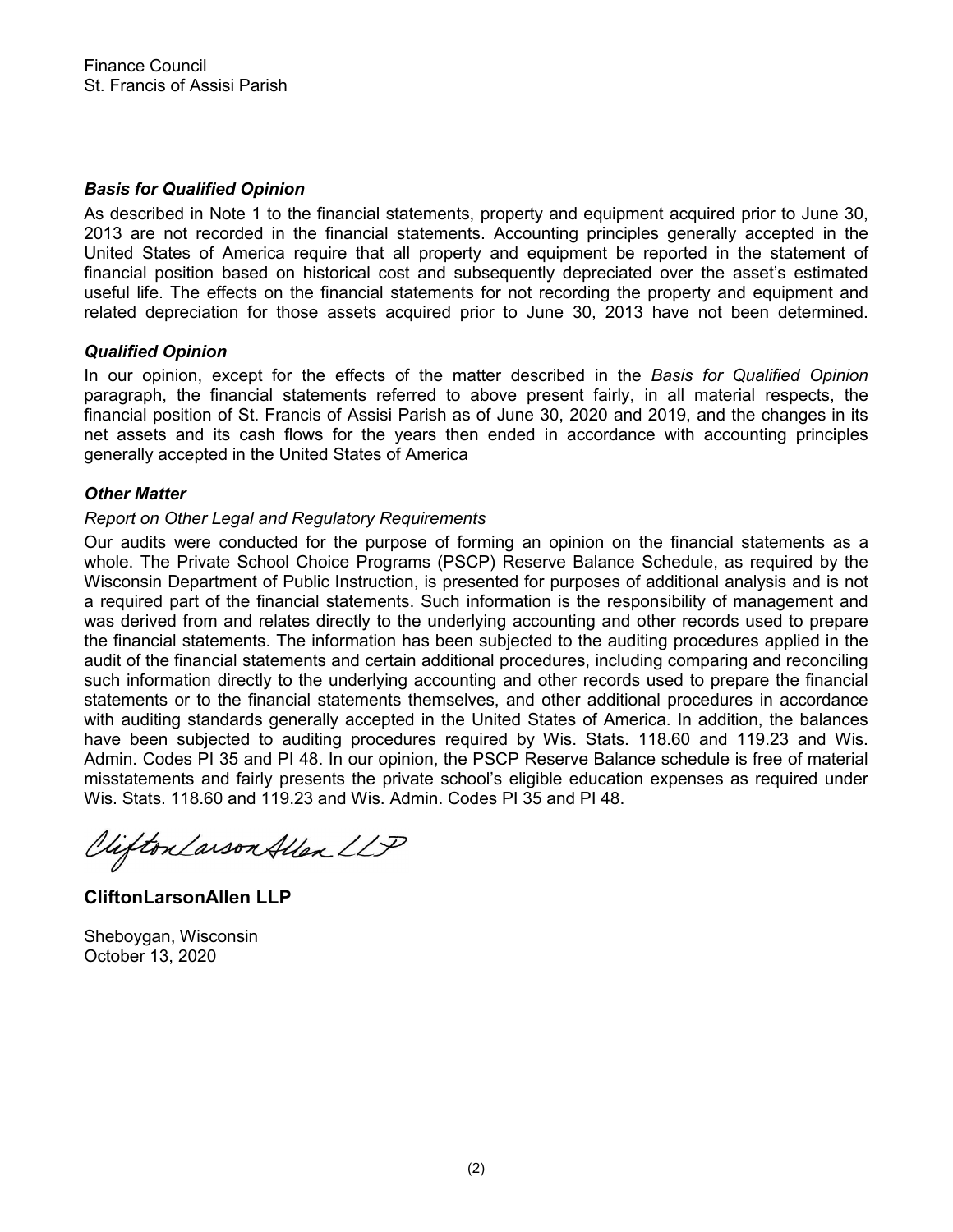Finance Council
St. Francis of Assisi Parish

### *Basis for Qualified Opinion*

As described in Note 1 to the financial statements, property and equipment acquired prior to June 30, 2013 are not recorded in the financial statements. Accounting principles generally accepted in the United States of America require that all property and equipment be reported in the statement of financial position based on historical cost and subsequently depreciated over the asset's estimated useful life. The effects on the financial statements for not recording the property and equipment and related depreciation for those assets acquired prior to June 30, 2013 have not been determined.

### *Qualified Opinion*

In our opinion, except for the effects of the matter described in the *Basis for Qualified Opinion* paragraph, the financial statements referred to above present fairly, in all material respects, the financial position of St. Francis of Assisi Parish as of June 30, 2020 and 2019, and the changes in its net assets and its cash flows for the years then ended in accordance with accounting principles generally accepted in the United States of America

### *Other Matter*

*Report on Other Legal and Regulatory Requirements*

Our audits were conducted for the purpose of forming an opinion on the financial statements as a whole. The Private School Choice Programs (PSCP) Reserve Balance Schedule, as required by the Wisconsin Department of Public Instruction, is presented for purposes of additional analysis and is not a required part of the financial statements. Such information is the responsibility of management and was derived from and relates directly to the underlying accounting and other records used to prepare the financial statements. The information has been subjected to the auditing procedures applied in the audit of the financial statements and certain additional procedures, including comparing and reconciling such information directly to the underlying accounting and other records used to prepare the financial statements or to the financial statements themselves, and other additional procedures in accordance with auditing standards generally accepted in the United States of America. In addition, the balances have been subjected to auditing procedures required by Wis. Stats. 118.60 and 119.23 and Wis. Admin. Codes PI 35 and PI 48. In our opinion, the PSCP Reserve Balance schedule is free of material misstatements and fairly presents the private school's eligible education expenses as required under Wis. Stats. 118.60 and 119.23 and Wis. Admin. Codes PI 35 and PI 48.

CliftonLarsonAllen LLP

**CliftonLarsonAllen LLP**

Sheboygan, Wisconsin
October 13, 2020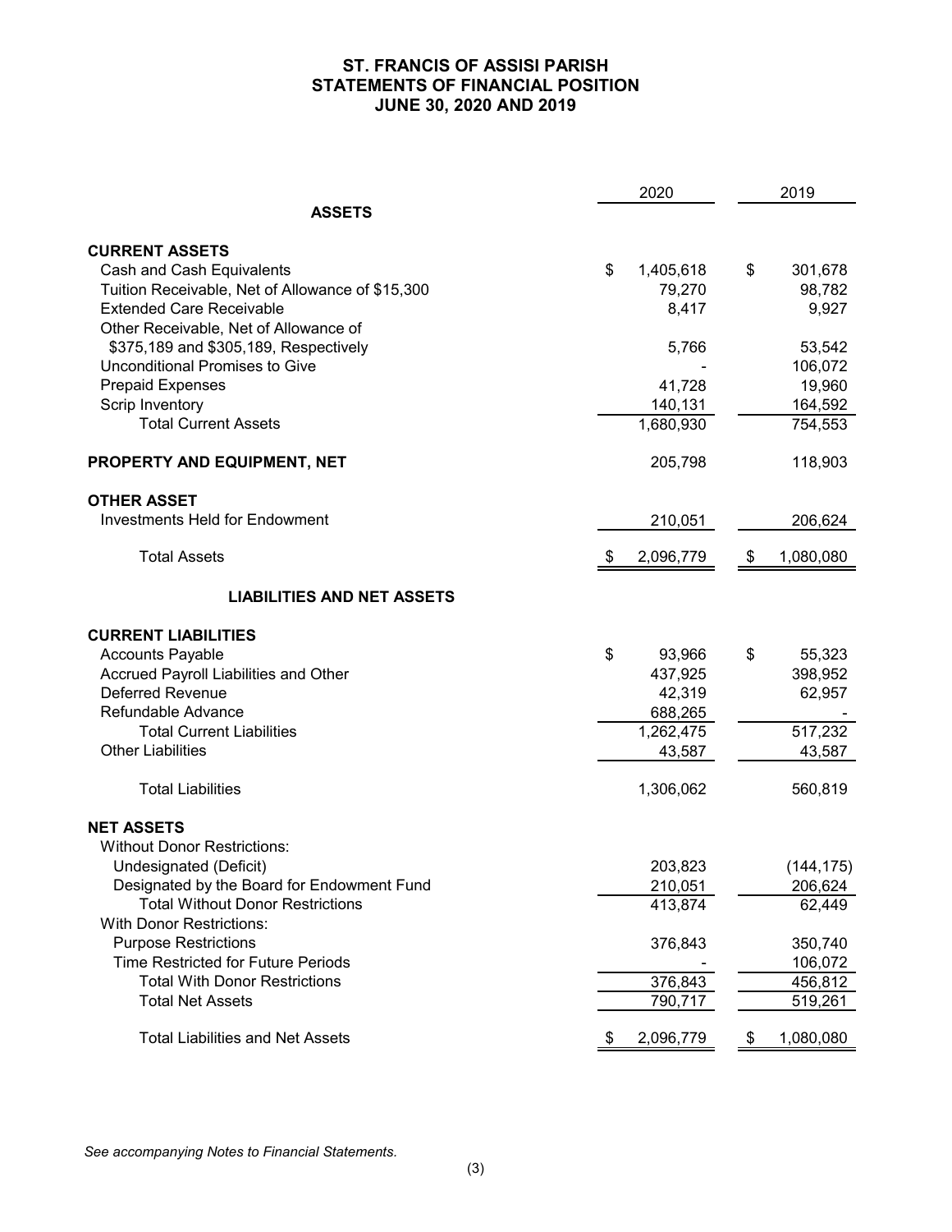# ST. FRANCIS OF ASSISI PARISH
## STATEMENTS OF FINANCIAL POSITION
## JUNE 30, 2020 AND 2019

| | 2020 | 2019 |
|---|---|---|
| **ASSETS** | | |
| **CURRENT ASSETS** | | |
| Cash and Cash Equivalents | $ 1,405,618 | $ 301,678 |
| Tuition Receivable, Net of Allowance of $15,300 | 79,270 | 98,782 |
| Extended Care Receivable | 8,417 | 9,927 |
| Other Receivable, Net of Allowance of $375,189 and $305,189, Respectively | 5,766 | 53,542 |
| Unconditional Promises to Give | - | 106,072 |
| Prepaid Expenses | 41,728 | 19,960 |
| Scrip Inventory | 140,131 | 164,592 |
| Total Current Assets | 1,680,930 | 754,553 |
| **PROPERTY AND EQUIPMENT, NET** | 205,798 | 118,903 |
| **OTHER ASSET** | | |
| Investments Held for Endowment | 210,051 | 206,624 |
| Total Assets | $ 2,096,779 | $ 1,080,080 |
| **LIABILITIES AND NET ASSETS** | | |
| **CURRENT LIABILITIES** | | |
| Accounts Payable | $ 93,966 | $ 55,323 |
| Accrued Payroll Liabilities and Other | 437,925 | 398,952 |
| Deferred Revenue | 42,319 | 62,957 |
| Refundable Advance | 688,265 | - |
| Total Current Liabilities | 1,262,475 | 517,232 |
| Other Liabilities | 43,587 | 43,587 |
| Total Liabilities | 1,306,062 | 560,819 |
| **NET ASSETS** | | |
| Without Donor Restrictions: | | |
| Undesignated (Deficit) | 203,823 | (144,175) |
| Designated by the Board for Endowment Fund | 210,051 | 206,624 |
| Total Without Donor Restrictions | 413,874 | 62,449 |
| With Donor Restrictions: | | |
| Purpose Restrictions | 376,843 | 350,740 |
| Time Restricted for Future Periods | - | 106,072 |
| Total With Donor Restrictions | 376,843 | 456,812 |
| Total Net Assets | 790,717 | 519,261 |
| Total Liabilities and Net Assets | $ 2,096,779 | $ 1,080,080 |

*See accompanying Notes to Financial Statements.*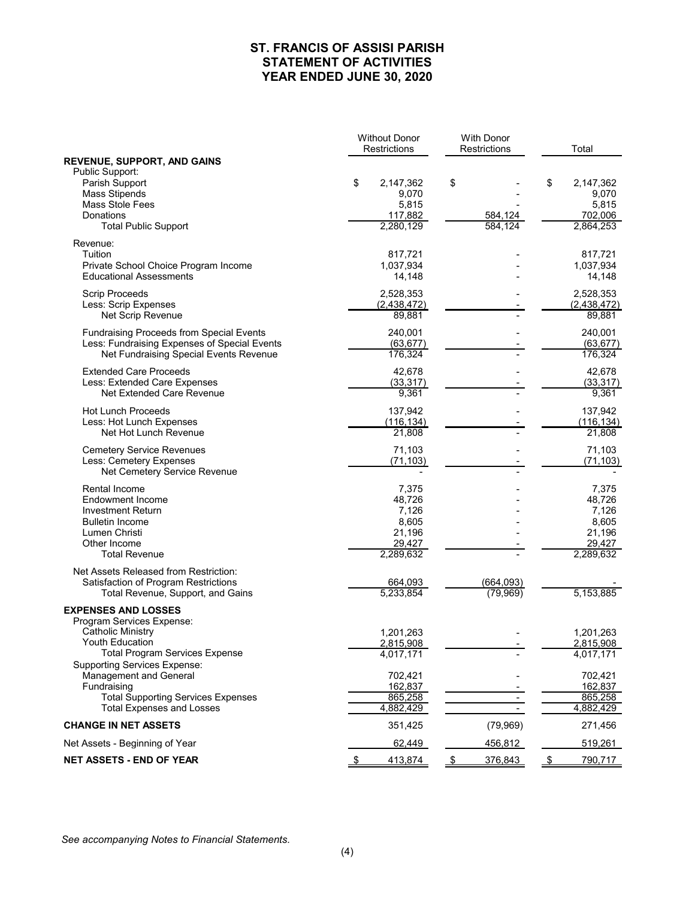# ST. FRANCIS OF ASSISI PARISH
## STATEMENT OF ACTIVITIES
## YEAR ENDED JUNE 30, 2020

| | Without Donor Restrictions | With Donor Restrictions | Total |
|---|---|---|---|
| **REVENUE, SUPPORT, AND GAINS** | | | |
| Public Support: | | | |
| Parish Support | $ 2,147,362 | $ - | $ 2,147,362 |
| Mass Stipends | 9,070 | - | 9,070 |
| Mass Stole Fees | 5,815 | - | 5,815 |
| Donations | 117,882 | 584,124 | 702,006 |
| Total Public Support | 2,280,129 | 584,124 | 2,864,253 |
| Revenue: | | | |
| Tuition | 817,721 | - | 817,721 |
| Private School Choice Program Income | 1,037,934 | - | 1,037,934 |
| Educational Assessments | 14,148 | - | 14,148 |
| Scrip Proceeds | 2,528,353 | - | 2,528,353 |
| Less: Scrip Expenses | (2,438,472) | - | (2,438,472) |
| Net Scrip Revenue | 89,881 | - | 89,881 |
| Fundraising Proceeds from Special Events | 240,001 | - | 240,001 |
| Less: Fundraising Expenses of Special Events | (63,677) | - | (63,677) |
| Net Fundraising Special Events Revenue | 176,324 | - | 176,324 |
| Extended Care Proceeds | 42,678 | - | 42,678 |
| Less: Extended Care Expenses | (33,317) | - | (33,317) |
| Net Extended Care Revenue | 9,361 | - | 9,361 |
| Hot Lunch Proceeds | 137,942 | - | 137,942 |
| Less: Hot Lunch Expenses | (116,134) | - | (116,134) |
| Net Hot Lunch Revenue | 21,808 | - | 21,808 |
| Cemetery Service Revenues | 71,103 | - | 71,103 |
| Less: Cemetery Expenses | (71,103) | - | (71,103) |
| Net Cemetery Service Revenue | - | - | - |
| Rental Income | 7,375 | - | 7,375 |
| Endowment Income | 48,726 | - | 48,726 |
| Investment Return | 7,126 | - | 7,126 |
| Bulletin Income | 8,605 | - | 8,605 |
| Lumen Christi | 21,196 | - | 21,196 |
| Other Income | 29,427 | - | 29,427 |
| Total Revenue | 2,289,632 | - | 2,289,632 |
| Net Assets Released from Restriction: | | | |
| Satisfaction of Program Restrictions | 664,093 | (664,093) | - |
| Total Revenue, Support, and Gains | 5,233,854 | (79,969) | 5,153,885 |
| **EXPENSES AND LOSSES** | | | |
| Program Services Expense: | | | |
| Catholic Ministry | 1,201,263 | - | 1,201,263 |
| Youth Education | 2,815,908 | - | 2,815,908 |
| Total Program Services Expense | 4,017,171 | - | 4,017,171 |
| Supporting Services Expense: | | | |
| Management and General | 702,421 | - | 702,421 |
| Fundraising | 162,837 | - | 162,837 |
| Total Supporting Services Expenses | 865,258 | - | 865,258 |
| Total Expenses and Losses | 4,882,429 | - | 4,882,429 |
| **CHANGE IN NET ASSETS** | 351,425 | (79,969) | 271,456 |
| Net Assets - Beginning of Year | 62,449 | 456,812 | 519,261 |
| **NET ASSETS - END OF YEAR** | $ 413,874 | $ 376,843 | $ 790,717 |

*See accompanying Notes to Financial Statements.*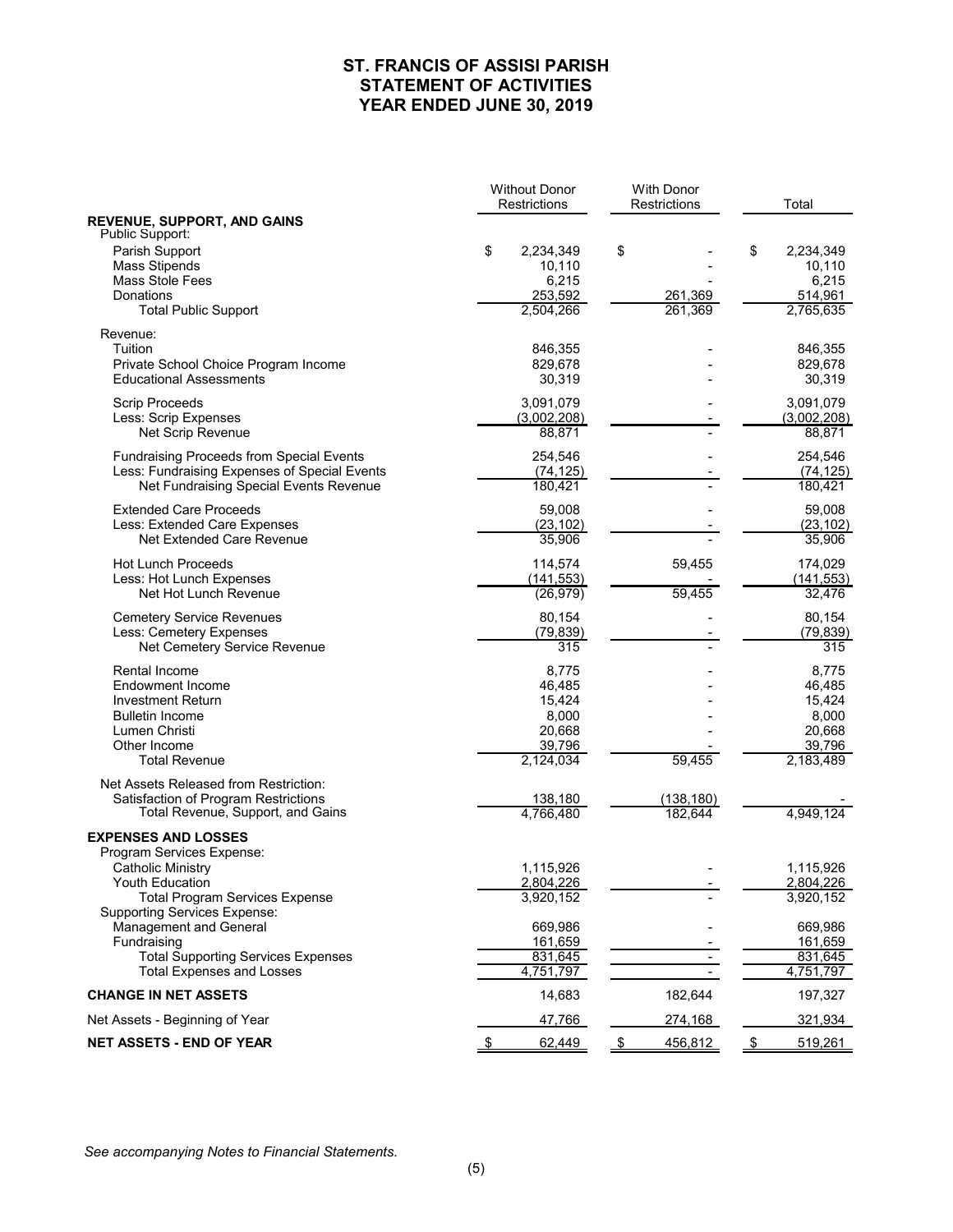# ST. FRANCIS OF ASSISI PARISH
## STATEMENT OF ACTIVITIES
## YEAR ENDED JUNE 30, 2019

| | Without Donor Restrictions | With Donor Restrictions | Total |
|---|---|---|---|
| **REVENUE, SUPPORT, AND GAINS** | | | |
| Public Support: | | | |
| Parish Support | $ 2,234,349 | $ - | $ 2,234,349 |
| Mass Stipends | 10,110 | - | 10,110 |
| Mass Stole Fees | 6,215 | - | 6,215 |
| Donations | 253,592 | 261,369 | 514,961 |
| Total Public Support | 2,504,266 | 261,369 | 2,765,635 |
| Revenue: | | | |
| Tuition | 846,355 | - | 846,355 |
| Private School Choice Program Income | 829,678 | - | 829,678 |
| Educational Assessments | 30,319 | - | 30,319 |
| Scrip Proceeds | 3,091,079 | - | 3,091,079 |
| Less: Scrip Expenses | (3,002,208) | - | (3,002,208) |
| Net Scrip Revenue | 88,871 | - | 88,871 |
| Fundraising Proceeds from Special Events | 254,546 | - | 254,546 |
| Less: Fundraising Expenses of Special Events | (74,125) | - | (74,125) |
| Net Fundraising Special Events Revenue | 180,421 | - | 180,421 |
| Extended Care Proceeds | 59,008 | - | 59,008 |
| Less: Extended Care Expenses | (23,102) | - | (23,102) |
| Net Extended Care Revenue | 35,906 | - | 35,906 |
| Hot Lunch Proceeds | 114,574 | 59,455 | 174,029 |
| Less: Hot Lunch Expenses | (141,553) | - | (141,553) |
| Net Hot Lunch Revenue | (26,979) | 59,455 | 32,476 |
| Cemetery Service Revenues | 80,154 | - | 80,154 |
| Less: Cemetery Expenses | (79,839) | - | (79,839) |
| Net Cemetery Service Revenue | 315 | - | 315 |
| Rental Income | 8,775 | - | 8,775 |
| Endowment Income | 46,485 | - | 46,485 |
| Investment Return | 15,424 | - | 15,424 |
| Bulletin Income | 8,000 | - | 8,000 |
| Lumen Christi | 20,668 | - | 20,668 |
| Other Income | 39,796 | - | 39,796 |
| Total Revenue | 2,124,034 | 59,455 | 2,183,489 |
| Net Assets Released from Restriction: | | | |
| Satisfaction of Program Restrictions | 138,180 | (138,180) | - |
| Total Revenue, Support, and Gains | 4,766,480 | 182,644 | 4,949,124 |
| **EXPENSES AND LOSSES** | | | |
| Program Services Expense: | | | |
| Catholic Ministry | 1,115,926 | - | 1,115,926 |
| Youth Education | 2,804,226 | - | 2,804,226 |
| Total Program Services Expense | 3,920,152 | - | 3,920,152 |
| Supporting Services Expense: | | | |
| Management and General | 669,986 | - | 669,986 |
| Fundraising | 161,659 | - | 161,659 |
| Total Supporting Services Expenses | 831,645 | - | 831,645 |
| Total Expenses and Losses | 4,751,797 | - | 4,751,797 |
| **CHANGE IN NET ASSETS** | 14,683 | 182,644 | 197,327 |
| Net Assets - Beginning of Year | 47,766 | 274,168 | 321,934 |
| **NET ASSETS - END OF YEAR** | $ 62,449 | $ 456,812 | $ 519,261 |

*See accompanying Notes to Financial Statements.*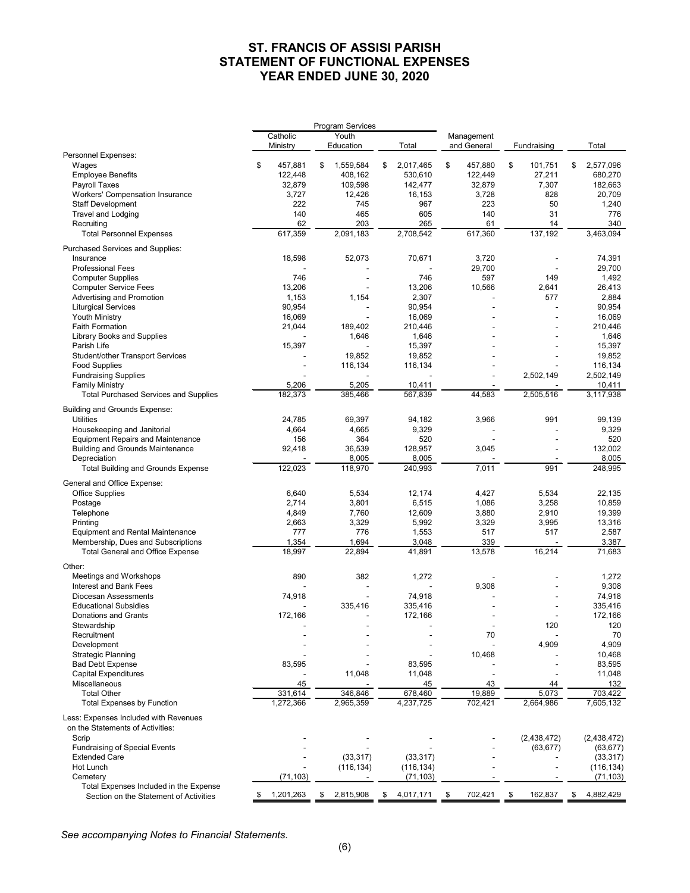# ST. FRANCIS OF ASSISI PARISH
# STATEMENT OF FUNCTIONAL EXPENSES
# YEAR ENDED JUNE 30, 2020

| | Program Services | | | | | |
|---|---|---|---|---|---|---|
| | Catholic Ministry | Youth Education | Total | Management and General | Fundraising | Total |
| **Personnel Expenses:** | | | | | | |
| Wages | $ 457,881 | $ 1,559,584 | $ 2,017,465 | $ 457,880 | $ 101,751 | $ 2,577,096 |
| Employee Benefits | 122,448 | 408,162 | 530,610 | 122,449 | 27,211 | 680,270 |
| Payroll Taxes | 32,879 | 109,598 | 142,477 | 32,879 | 7,307 | 182,663 |
| Workers' Compensation Insurance | 3,727 | 12,426 | 16,153 | 3,728 | 828 | 20,709 |
| Staff Development | 222 | 745 | 967 | 223 | 50 | 1,240 |
| Travel and Lodging | 140 | 465 | 605 | 140 | 31 | 776 |
| Recruiting | 62 | 203 | 265 | 61 | 14 | 340 |
| Total Personnel Expenses | 617,359 | 2,091,183 | 2,708,542 | 617,360 | 137,192 | 3,463,094 |
| **Purchased Services and Supplies:** | | | | | | |
| Insurance | 18,598 | 52,073 | 70,671 | 3,720 | - | 74,391 |
| Professional Fees | - | - | - | 29,700 | - | 29,700 |
| Computer Supplies | 746 | - | 746 | 597 | 149 | 1,492 |
| Computer Service Fees | 13,206 | - | 13,206 | 10,566 | 2,641 | 26,413 |
| Advertising and Promotion | 1,153 | 1,154 | 2,307 | - | 577 | 2,884 |
| Liturgical Services | 90,954 | - | 90,954 | - | - | 90,954 |
| Youth Ministry | 16,069 | - | 16,069 | - | - | 16,069 |
| Faith Formation | 21,044 | 189,402 | 210,446 | - | - | 210,446 |
| Library Books and Supplies | - | 1,646 | 1,646 | - | - | 1,646 |
| Parish Life | 15,397 | - | 15,397 | - | - | 15,397 |
| Student/other Transport Services | - | 19,852 | 19,852 | - | - | 19,852 |
| Food Supplies | - | 116,134 | 116,134 | - | - | 116,134 |
| Fundraising Supplies | - | - | - | - | 2,502,149 | 2,502,149 |
| Family Ministry | 5,206 | 5,205 | 10,411 | - | - | 10,411 |
| Total Purchased Services and Supplies | 182,373 | 385,466 | 567,839 | 44,583 | 2,505,516 | 3,117,938 |
| **Building and Grounds Expense:** | | | | | | |
| Utilities | 24,785 | 69,397 | 94,182 | 3,966 | 991 | 99,139 |
| Housekeeping and Janitorial | 4,664 | 4,665 | 9,329 | - | - | 9,329 |
| Equipment Repairs and Maintenance | 156 | 364 | 520 | - | - | 520 |
| Building and Grounds Maintenance | 92,418 | 36,539 | 128,957 | 3,045 | - | 132,002 |
| Depreciation | - | 8,005 | 8,005 | - | - | 8,005 |
| Total Building and Grounds Expense | 122,023 | 118,970 | 240,993 | 7,011 | 991 | 248,995 |
| **General and Office Expense:** | | | | | | |
| Office Supplies | 6,640 | 5,534 | 12,174 | 4,427 | 5,534 | 22,135 |
| Postage | 2,714 | 3,801 | 6,515 | 1,086 | 3,258 | 10,859 |
| Telephone | 4,849 | 7,760 | 12,609 | 3,880 | 2,910 | 19,399 |
| Printing | 2,663 | 3,329 | 5,992 | 3,329 | 3,995 | 13,316 |
| Equipment and Rental Maintenance | 777 | 776 | 1,553 | 517 | 517 | 2,587 |
| Membership, Dues and Subscriptions | 1,354 | 1,694 | 3,048 | 339 | - | 3,387 |
| Total General and Office Expense | 18,997 | 22,894 | 41,891 | 13,578 | 16,214 | 71,683 |
| **Other:** | | | | | | |
| Meetings and Workshops | 890 | 382 | 1,272 | - | - | 1,272 |
| Interest and Bank Fees | - | - | - | 9,308 | - | 9,308 |
| Diocesan Assessments | 74,918 | - | 74,918 | - | - | 74,918 |
| Educational Subsidies | - | 335,416 | 335,416 | - | - | 335,416 |
| Donations and Grants | 172,166 | - | 172,166 | - | - | 172,166 |
| Stewardship | - | - | - | - | 120 | 120 |
| Recruitment | - | - | - | 70 | - | 70 |
| Development | - | - | - | - | 4,909 | 4,909 |
| Strategic Planning | - | - | - | 10,468 | - | 10,468 |
| Bad Debt Expense | 83,595 | - | 83,595 | - | - | 83,595 |
| Capital Expenditures | - | 11,048 | 11,048 | - | - | 11,048 |
| Miscellaneous | 45 | - | 45 | 43 | 44 | 132 |
| Total Other | 331,614 | 346,846 | 678,460 | 19,889 | 5,073 | 703,422 |
| Total Expenses by Function | 1,272,366 | 2,965,359 | 4,237,725 | 702,421 | 2,664,986 | 7,605,132 |
| **Less: Expenses Included with Revenues on the Statements of Activities:** | | | | | | |
| Scrip | - | - | - | - | (2,438,472) | (2,438,472) |
| Fundraising of Special Events | - | - | - | - | (63,677) | (63,677) |
| Extended Care | - | (33,317) | (33,317) | - | - | (33,317) |
| Hot Lunch | - | (116,134) | (116,134) | - | - | (116,134) |
| Cemetery | (71,103) | - | (71,103) | - | - | (71,103) |
| Total Expenses Included in the Expense Section on the Statement of Activities | $ 1,201,263 | $ 2,815,908 | $ 4,017,171 | $ 702,421 | $ 162,837 | $ 4,882,429 |

*See accompanying Notes to Financial Statements.*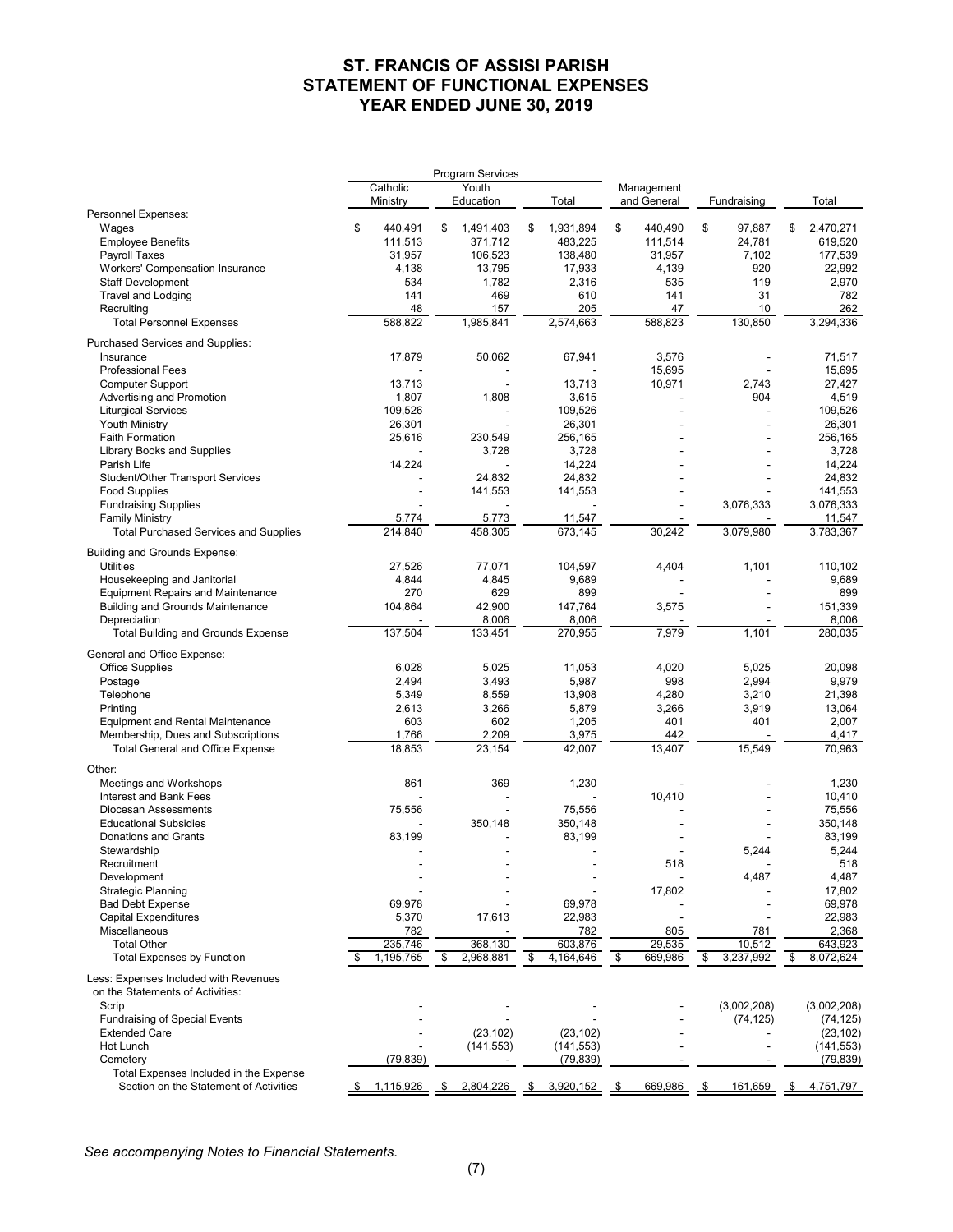# ST. FRANCIS OF ASSISI PARISH
# STATEMENT OF FUNCTIONAL EXPENSES
# YEAR ENDED JUNE 30, 2019

| | Program Services | | | | | |
|---|---|---|---|---|---|---|
| | Catholic Ministry | Youth Education | Total | Management and General | Fundraising | Total |
| **Personnel Expenses:** | | | | | | |
| Wages | $ 440,491 | $ 1,491,403 | $ 1,931,894 | $ 440,490 | $ 97,887 | $ 2,470,271 |
| Employee Benefits | 111,513 | 371,712 | 483,225 | 111,514 | 24,781 | 619,520 |
| Payroll Taxes | 31,957 | 106,523 | 138,480 | 31,957 | 7,102 | 177,539 |
| Workers' Compensation Insurance | 4,138 | 13,795 | 17,933 | 4,139 | 920 | 22,992 |
| Staff Development | 534 | 1,782 | 2,316 | 535 | 119 | 2,970 |
| Travel and Lodging | 141 | 469 | 610 | 141 | 31 | 782 |
| Recruiting | 48 | 157 | 205 | 47 | 10 | 262 |
| Total Personnel Expenses | 588,822 | 1,985,841 | 2,574,663 | 588,823 | 130,850 | 3,294,336 |
| **Purchased Services and Supplies:** | | | | | | |
| Insurance | 17,879 | 50,062 | 67,941 | 3,576 | - | 71,517 |
| Professional Fees | - | - | - | 15,695 | - | 15,695 |
| Computer Support | 13,713 | - | 13,713 | 10,971 | 2,743 | 27,427 |
| Advertising and Promotion | 1,807 | 1,808 | 3,615 | - | 904 | 4,519 |
| Liturgical Services | 109,526 | - | 109,526 | - | - | 109,526 |
| Youth Ministry | 26,301 | - | 26,301 | - | - | 26,301 |
| Faith Formation | 25,616 | 230,549 | 256,165 | - | - | 256,165 |
| Library Books and Supplies | - | 3,728 | 3,728 | - | - | 3,728 |
| Parish Life | 14,224 | - | 14,224 | - | - | 14,224 |
| Student/Other Transport Services | - | 24,832 | 24,832 | - | - | 24,832 |
| Food Supplies | - | 141,553 | 141,553 | - | - | 141,553 |
| Fundraising Supplies | - | - | - | - | 3,076,333 | 3,076,333 |
| Family Ministry | 5,774 | 5,773 | 11,547 | - | - | 11,547 |
| Total Purchased Services and Supplies | 214,840 | 458,305 | 673,145 | 30,242 | 3,079,980 | 3,783,367 |
| **Building and Grounds Expense:** | | | | | | |
| Utilities | 27,526 | 77,071 | 104,597 | 4,404 | 1,101 | 110,102 |
| Housekeeping and Janitorial | 4,844 | 4,845 | 9,689 | - | - | 9,689 |
| Equipment Repairs and Maintenance | 270 | 629 | 899 | - | - | 899 |
| Building and Grounds Maintenance | 104,864 | 42,900 | 147,764 | 3,575 | - | 151,339 |
| Depreciation | - | 8,006 | 8,006 | - | - | 8,006 |
| Total Building and Grounds Expense | 137,504 | 133,451 | 270,955 | 7,979 | 1,101 | 280,035 |
| **General and Office Expense:** | | | | | | |
| Office Supplies | 6,028 | 5,025 | 11,053 | 4,020 | 5,025 | 20,098 |
| Postage | 2,494 | 3,493 | 5,987 | 998 | 2,994 | 9,979 |
| Telephone | 5,349 | 8,559 | 13,908 | 4,280 | 3,210 | 21,398 |
| Printing | 2,613 | 3,266 | 5,879 | 3,266 | 3,919 | 13,064 |
| Equipment and Rental Maintenance | 603 | 602 | 1,205 | 401 | 401 | 2,007 |
| Membership, Dues and Subscriptions | 1,766 | 2,209 | 3,975 | 442 | - | 4,417 |
| Total General and Office Expense | 18,853 | 23,154 | 42,007 | 13,407 | 15,549 | 70,963 |
| **Other:** | | | | | | |
| Meetings and Workshops | 861 | 369 | 1,230 | - | - | 1,230 |
| Interest and Bank Fees | - | - | - | 10,410 | - | 10,410 |
| Diocesan Assessments | 75,556 | - | 75,556 | - | - | 75,556 |
| Educational Subsidies | - | 350,148 | 350,148 | - | - | 350,148 |
| Donations and Grants | 83,199 | - | 83,199 | - | - | 83,199 |
| Stewardship | - | - | - | - | 5,244 | 5,244 |
| Recruitment | - | - | - | 518 | - | 518 |
| Development | - | - | - | - | 4,487 | 4,487 |
| Strategic Planning | - | - | - | 17,802 | - | 17,802 |
| Bad Debt Expense | 69,978 | - | 69,978 | - | - | 69,978 |
| Capital Expenditures | 5,370 | 17,613 | 22,983 | - | - | 22,983 |
| Miscellaneous | 782 | - | 782 | 805 | 781 | 2,368 |
| Total Other | 235,746 | 368,130 | 603,876 | 29,535 | 10,512 | 643,923 |
| Total Expenses by Function | $ 1,195,765 | $ 2,968,881 | $ 4,164,646 | $ 669,986 | $ 3,237,992 | $ 8,072,624 |
| **Less: Expenses Included with Revenues on the Statements of Activities:** | | | | | | |
| Scrip | - | - | - | - | (3,002,208) | (3,002,208) |
| Fundraising of Special Events | - | - | - | - | (74,125) | (74,125) |
| Extended Care | - | (23,102) | (23,102) | - | - | (23,102) |
| Hot Lunch | - | (141,553) | (141,553) | - | - | (141,553) |
| Cemetery | (79,839) | - | (79,839) | - | - | (79,839) |
| Total Expenses Included in the Expense Section on the Statement of Activities | $ 1,115,926 | $ 2,804,226 | $ 3,920,152 | $ 669,986 | $ 161,659 | $ 4,751,797 |

*See accompanying Notes to Financial Statements.*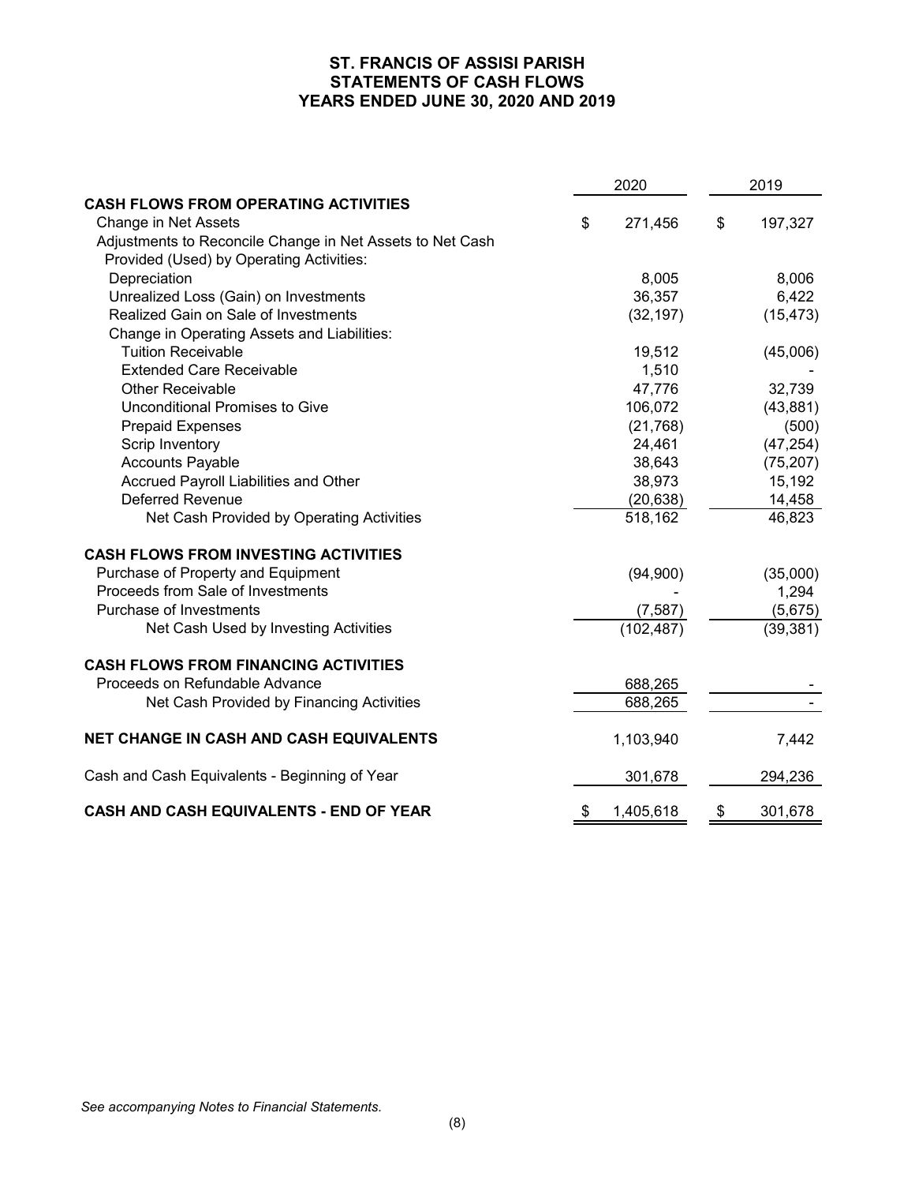# ST. FRANCIS OF ASSISI PARISH
## STATEMENTS OF CASH FLOWS
## YEARS ENDED JUNE 30, 2020 AND 2019

| | 2020 | 2019 |
|---|---|---|
| **CASH FLOWS FROM OPERATING ACTIVITIES** | | |
| Change in Net Assets | $ 271,456 | $ 197,327 |
| Adjustments to Reconcile Change in Net Assets to Net Cash Provided (Used) by Operating Activities: | | |
| Depreciation | 8,005 | 8,006 |
| Unrealized Loss (Gain) on Investments | 36,357 | 6,422 |
| Realized Gain on Sale of Investments | (32,197) | (15,473) |
| Change in Operating Assets and Liabilities: | | |
| Tuition Receivable | 19,512 | (45,006) |
| Extended Care Receivable | 1,510 | - |
| Other Receivable | 47,776 | 32,739 |
| Unconditional Promises to Give | 106,072 | (43,881) |
| Prepaid Expenses | (21,768) | (500) |
| Scrip Inventory | 24,461 | (47,254) |
| Accounts Payable | 38,643 | (75,207) |
| Accrued Payroll Liabilities and Other | 38,973 | 15,192 |
| Deferred Revenue | (20,638) | 14,458 |
| Net Cash Provided by Operating Activities | 518,162 | 46,823 |
| **CASH FLOWS FROM INVESTING ACTIVITIES** | | |
| Purchase of Property and Equipment | (94,900) | (35,000) |
| Proceeds from Sale of Investments | - | 1,294 |
| Purchase of Investments | (7,587) | (5,675) |
| Net Cash Used by Investing Activities | (102,487) | (39,381) |
| **CASH FLOWS FROM FINANCING ACTIVITIES** | | |
| Proceeds on Refundable Advance | 688,265 | - |
| Net Cash Provided by Financing Activities | 688,265 | - |
| **NET CHANGE IN CASH AND CASH EQUIVALENTS** | 1,103,940 | 7,442 |
| Cash and Cash Equivalents - Beginning of Year | 301,678 | 294,236 |
| **CASH AND CASH EQUIVALENTS - END OF YEAR** | $ 1,405,618 | $ 301,678 |

*See accompanying Notes to Financial Statements.*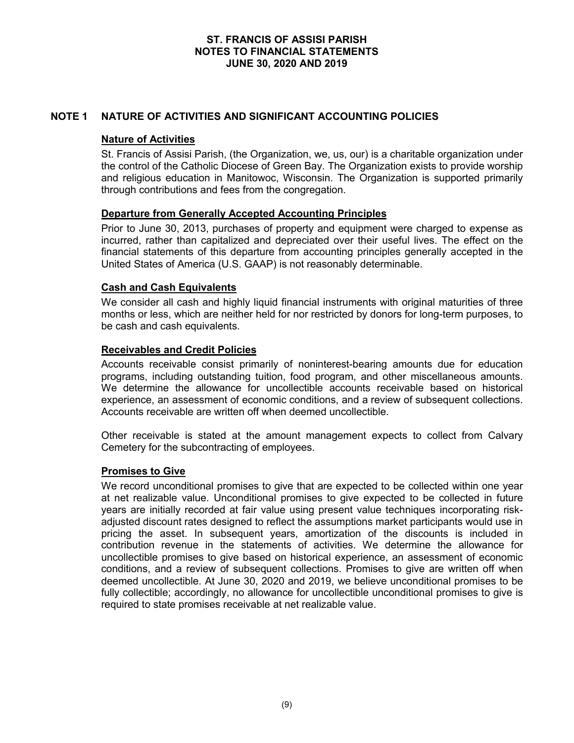## NOTE 1 NATURE OF ACTIVITIES AND SIGNIFICANT ACCOUNTING POLICIES

### Nature of Activities

St. Francis of Assisi Parish, (the Organization, we, us, our) is a charitable organization under the control of the Catholic Diocese of Green Bay. The Organization exists to provide worship and religious education in Manitowoc, Wisconsin. The Organization is supported primarily through contributions and fees from the congregation.

### Departure from Generally Accepted Accounting Principles

Prior to June 30, 2013, purchases of property and equipment were charged to expense as incurred, rather than capitalized and depreciated over their useful lives. The effect on the financial statements of this departure from accounting principles generally accepted in the United States of America (U.S. GAAP) is not reasonably determinable.

### Cash and Cash Equivalents

We consider all cash and highly liquid financial instruments with original maturities of three months or less, which are neither held for nor restricted by donors for long-term purposes, to be cash and cash equivalents.

### Receivables and Credit Policies

Accounts receivable consist primarily of noninterest-bearing amounts due for education programs, including outstanding tuition, food program, and other miscellaneous amounts. We determine the allowance for uncollectible accounts receivable based on historical experience, an assessment of economic conditions, and a review of subsequent collections. Accounts receivable are written off when deemed uncollectible.

Other receivable is stated at the amount management expects to collect from Calvary Cemetery for the subcontracting of employees.

### Promises to Give

We record unconditional promises to give that are expected to be collected within one year at net realizable value. Unconditional promises to give expected to be collected in future years are initially recorded at fair value using present value techniques incorporating risk-adjusted discount rates designed to reflect the assumptions market participants would use in pricing the asset. In subsequent years, amortization of the discounts is included in contribution revenue in the statements of activities. We determine the allowance for uncollectible promises to give based on historical experience, an assessment of economic conditions, and a review of subsequent collections. Promises to give are written off when deemed uncollectible. At June 30, 2020 and 2019, we believe unconditional promises to be fully collectible; accordingly, no allowance for uncollectible unconditional promises to give is required to state promises receivable at net realizable value.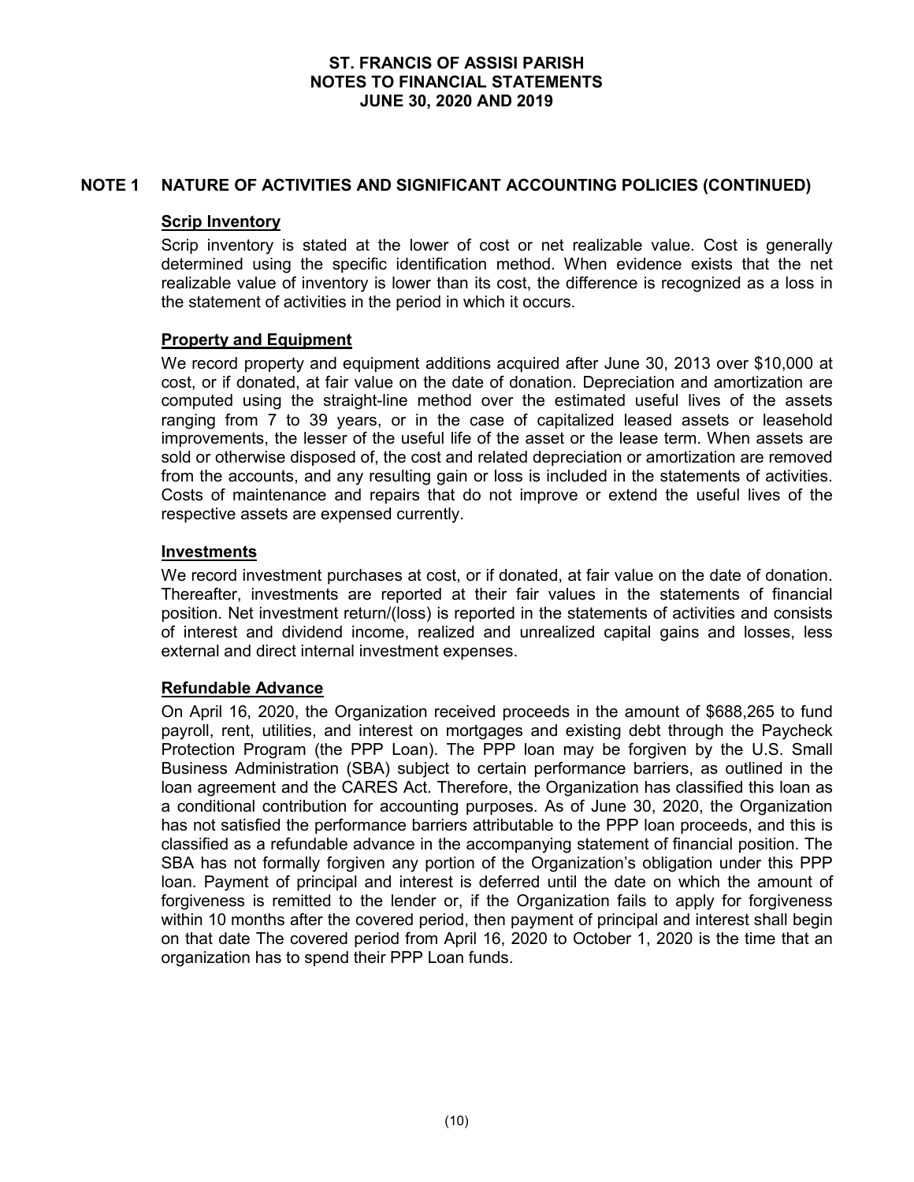## NOTE 1 NATURE OF ACTIVITIES AND SIGNIFICANT ACCOUNTING POLICIES (CONTINUED)

### Scrip Inventory

Scrip inventory is stated at the lower of cost or net realizable value. Cost is generally determined using the specific identification method. When evidence exists that the net realizable value of inventory is lower than its cost, the difference is recognized as a loss in the statement of activities in the period in which it occurs.

### Property and Equipment

We record property and equipment additions acquired after June 30, 2013 over $10,000 at cost, or if donated, at fair value on the date of donation. Depreciation and amortization are computed using the straight-line method over the estimated useful lives of the assets ranging from 7 to 39 years, or in the case of capitalized leased assets or leasehold improvements, the lesser of the useful life of the asset or the lease term. When assets are sold or otherwise disposed of, the cost and related depreciation or amortization are removed from the accounts, and any resulting gain or loss is included in the statements of activities. Costs of maintenance and repairs that do not improve or extend the useful lives of the respective assets are expensed currently.

### Investments

We record investment purchases at cost, or if donated, at fair value on the date of donation. Thereafter, investments are reported at their fair values in the statements of financial position. Net investment return/(loss) is reported in the statements of activities and consists of interest and dividend income, realized and unrealized capital gains and losses, less external and direct internal investment expenses.

### Refundable Advance

On April 16, 2020, the Organization received proceeds in the amount of $688,265 to fund payroll, rent, utilities, and interest on mortgages and existing debt through the Paycheck Protection Program (the PPP Loan). The PPP loan may be forgiven by the U.S. Small Business Administration (SBA) subject to certain performance barriers, as outlined in the loan agreement and the CARES Act. Therefore, the Organization has classified this loan as a conditional contribution for accounting purposes. As of June 30, 2020, the Organization has not satisfied the performance barriers attributable to the PPP loan proceeds, and this is classified as a refundable advance in the accompanying statement of financial position. The SBA has not formally forgiven any portion of the Organization's obligation under this PPP loan. Payment of principal and interest is deferred until the date on which the amount of forgiveness is remitted to the lender or, if the Organization fails to apply for forgiveness within 10 months after the covered period, then payment of principal and interest shall begin on that date The covered period from April 16, 2020 to October 1, 2020 is the time that an organization has to spend their PPP Loan funds.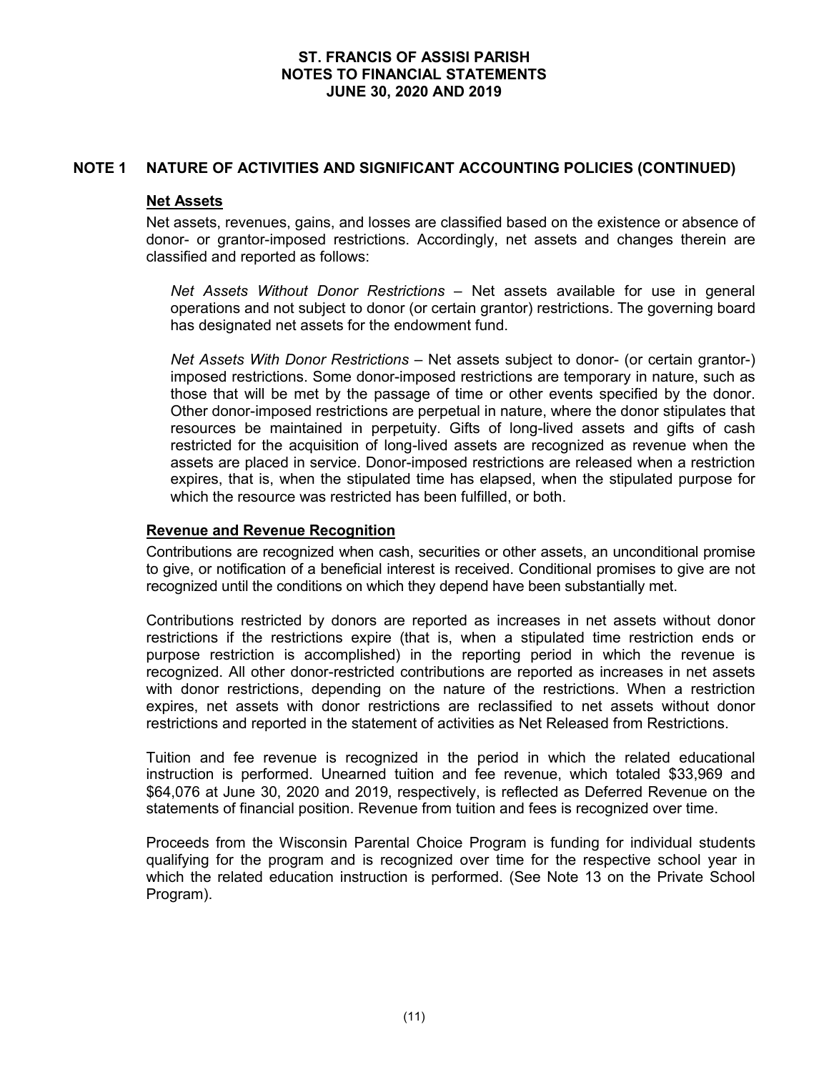## NOTE 1 NATURE OF ACTIVITIES AND SIGNIFICANT ACCOUNTING POLICIES (CONTINUED)

### Net Assets

Net assets, revenues, gains, and losses are classified based on the existence or absence of donor- or grantor-imposed restrictions. Accordingly, net assets and changes therein are classified and reported as follows:

*Net Assets Without Donor Restrictions* – Net assets available for use in general operations and not subject to donor (or certain grantor) restrictions. The governing board has designated net assets for the endowment fund.

*Net Assets With Donor Restrictions* – Net assets subject to donor- (or certain grantor-) imposed restrictions. Some donor-imposed restrictions are temporary in nature, such as those that will be met by the passage of time or other events specified by the donor. Other donor-imposed restrictions are perpetual in nature, where the donor stipulates that resources be maintained in perpetuity. Gifts of long-lived assets and gifts of cash restricted for the acquisition of long-lived assets are recognized as revenue when the assets are placed in service. Donor-imposed restrictions are released when a restriction expires, that is, when the stipulated time has elapsed, when the stipulated purpose for which the resource was restricted has been fulfilled, or both.

### Revenue and Revenue Recognition

Contributions are recognized when cash, securities or other assets, an unconditional promise to give, or notification of a beneficial interest is received. Conditional promises to give are not recognized until the conditions on which they depend have been substantially met.

Contributions restricted by donors are reported as increases in net assets without donor restrictions if the restrictions expire (that is, when a stipulated time restriction ends or purpose restriction is accomplished) in the reporting period in which the revenue is recognized. All other donor-restricted contributions are reported as increases in net assets with donor restrictions, depending on the nature of the restrictions. When a restriction expires, net assets with donor restrictions are reclassified to net assets without donor restrictions and reported in the statement of activities as Net Released from Restrictions.

Tuition and fee revenue is recognized in the period in which the related educational instruction is performed. Unearned tuition and fee revenue, which totaled $33,969 and $64,076 at June 30, 2020 and 2019, respectively, is reflected as Deferred Revenue on the statements of financial position. Revenue from tuition and fees is recognized over time.

Proceeds from the Wisconsin Parental Choice Program is funding for individual students qualifying for the program and is recognized over time for the respective school year in which the related education instruction is performed. (See Note 13 on the Private School Program).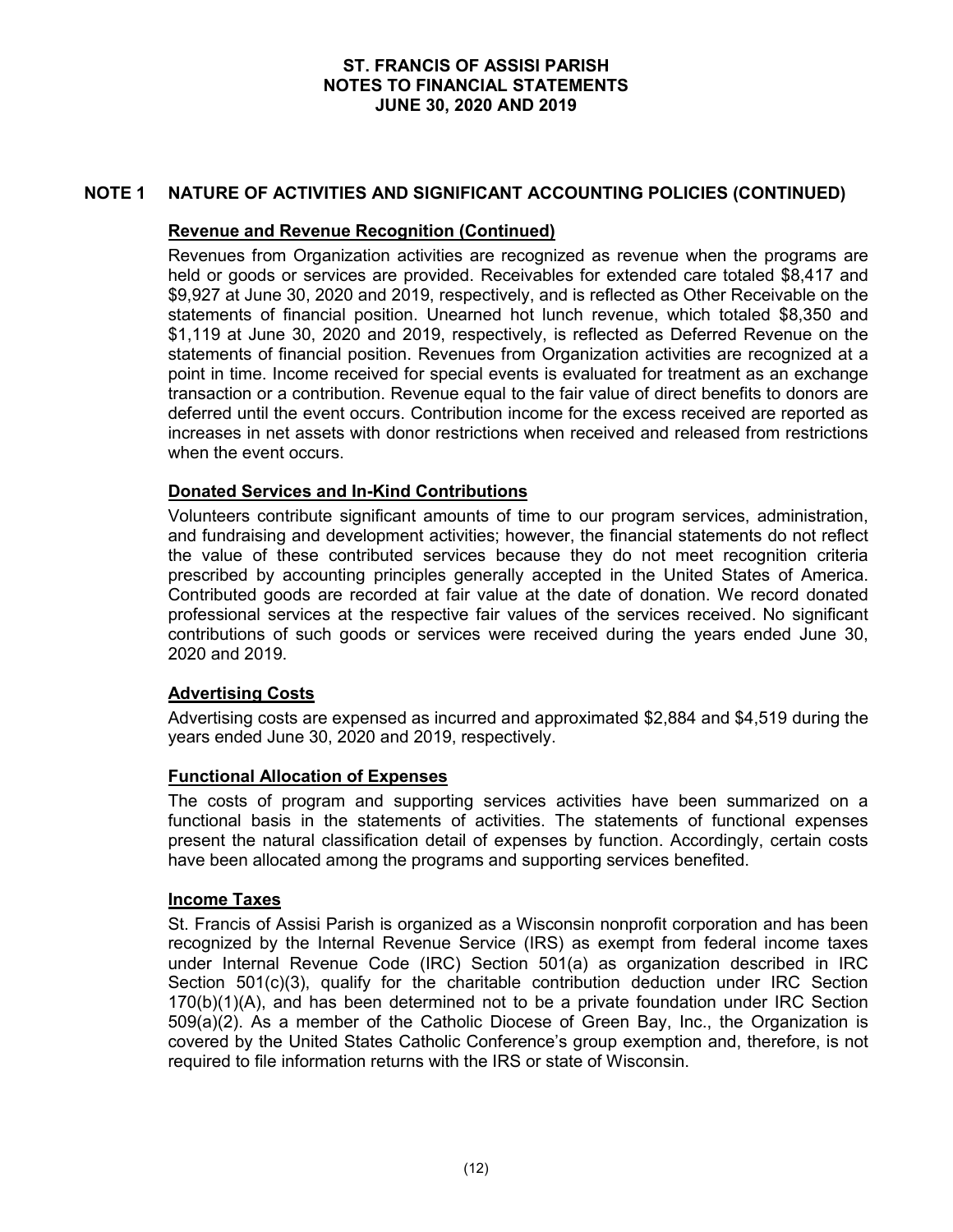## NOTE 1 NATURE OF ACTIVITIES AND SIGNIFICANT ACCOUNTING POLICIES (CONTINUED)

### Revenue and Revenue Recognition (Continued)

Revenues from Organization activities are recognized as revenue when the programs are held or goods or services are provided. Receivables for extended care totaled $8,417 and $9,927 at June 30, 2020 and 2019, respectively, and is reflected as Other Receivable on the statements of financial position. Unearned hot lunch revenue, which totaled $8,350 and $1,119 at June 30, 2020 and 2019, respectively, is reflected as Deferred Revenue on the statements of financial position. Revenues from Organization activities are recognized at a point in time. Income received for special events is evaluated for treatment as an exchange transaction or a contribution. Revenue equal to the fair value of direct benefits to donors are deferred until the event occurs. Contribution income for the excess received are reported as increases in net assets with donor restrictions when received and released from restrictions when the event occurs.

### Donated Services and In-Kind Contributions

Volunteers contribute significant amounts of time to our program services, administration, and fundraising and development activities; however, the financial statements do not reflect the value of these contributed services because they do not meet recognition criteria prescribed by accounting principles generally accepted in the United States of America. Contributed goods are recorded at fair value at the date of donation. We record donated professional services at the respective fair values of the services received. No significant contributions of such goods or services were received during the years ended June 30, 2020 and 2019.

### Advertising Costs

Advertising costs are expensed as incurred and approximated $2,884 and $4,519 during the years ended June 30, 2020 and 2019, respectively.

### Functional Allocation of Expenses

The costs of program and supporting services activities have been summarized on a functional basis in the statements of activities. The statements of functional expenses present the natural classification detail of expenses by function. Accordingly, certain costs have been allocated among the programs and supporting services benefited.

### Income Taxes

St. Francis of Assisi Parish is organized as a Wisconsin nonprofit corporation and has been recognized by the Internal Revenue Service (IRS) as exempt from federal income taxes under Internal Revenue Code (IRC) Section 501(a) as organization described in IRC Section 501(c)(3), qualify for the charitable contribution deduction under IRC Section 170(b)(1)(A), and has been determined not to be a private foundation under IRC Section 509(a)(2). As a member of the Catholic Diocese of Green Bay, Inc., the Organization is covered by the United States Catholic Conference's group exemption and, therefore, is not required to file information returns with the IRS or state of Wisconsin.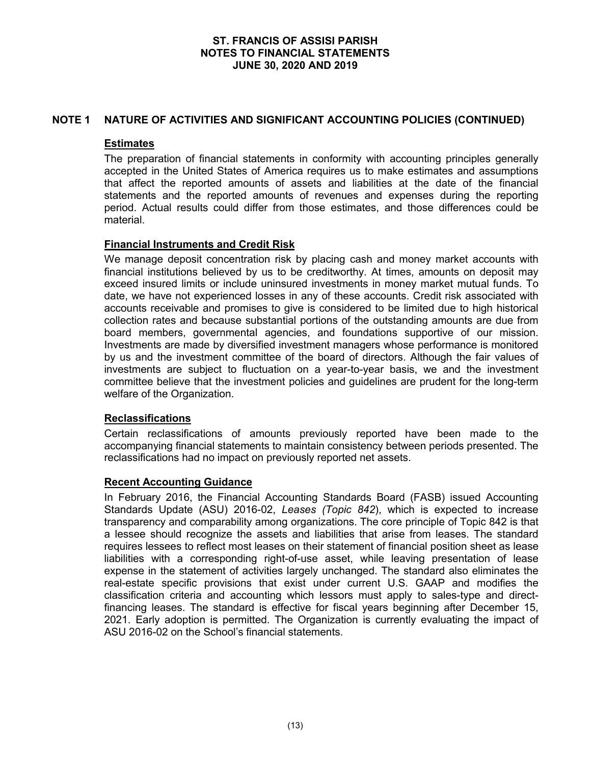## NOTE 1 NATURE OF ACTIVITIES AND SIGNIFICANT ACCOUNTING POLICIES (CONTINUED)

### Estimates

The preparation of financial statements in conformity with accounting principles generally accepted in the United States of America requires us to make estimates and assumptions that affect the reported amounts of assets and liabilities at the date of the financial statements and the reported amounts of revenues and expenses during the reporting period. Actual results could differ from those estimates, and those differences could be material.

### Financial Instruments and Credit Risk

We manage deposit concentration risk by placing cash and money market accounts with financial institutions believed by us to be creditworthy. At times, amounts on deposit may exceed insured limits or include uninsured investments in money market mutual funds. To date, we have not experienced losses in any of these accounts. Credit risk associated with accounts receivable and promises to give is considered to be limited due to high historical collection rates and because substantial portions of the outstanding amounts are due from board members, governmental agencies, and foundations supportive of our mission. Investments are made by diversified investment managers whose performance is monitored by us and the investment committee of the board of directors. Although the fair values of investments are subject to fluctuation on a year-to-year basis, we and the investment committee believe that the investment policies and guidelines are prudent for the long-term welfare of the Organization.

### Reclassifications

Certain reclassifications of amounts previously reported have been made to the accompanying financial statements to maintain consistency between periods presented. The reclassifications had no impact on previously reported net assets.

### Recent Accounting Guidance

In February 2016, the Financial Accounting Standards Board (FASB) issued Accounting Standards Update (ASU) 2016-02, *Leases (Topic 842*), which is expected to increase transparency and comparability among organizations. The core principle of Topic 842 is that a lessee should recognize the assets and liabilities that arise from leases. The standard requires lessees to reflect most leases on their statement of financial position sheet as lease liabilities with a corresponding right-of-use asset, while leaving presentation of lease expense in the statement of activities largely unchanged. The standard also eliminates the real-estate specific provisions that exist under current U.S. GAAP and modifies the classification criteria and accounting which lessors must apply to sales-type and direct-financing leases. The standard is effective for fiscal years beginning after December 15, 2021. Early adoption is permitted. The Organization is currently evaluating the impact of ASU 2016-02 on the School's financial statements.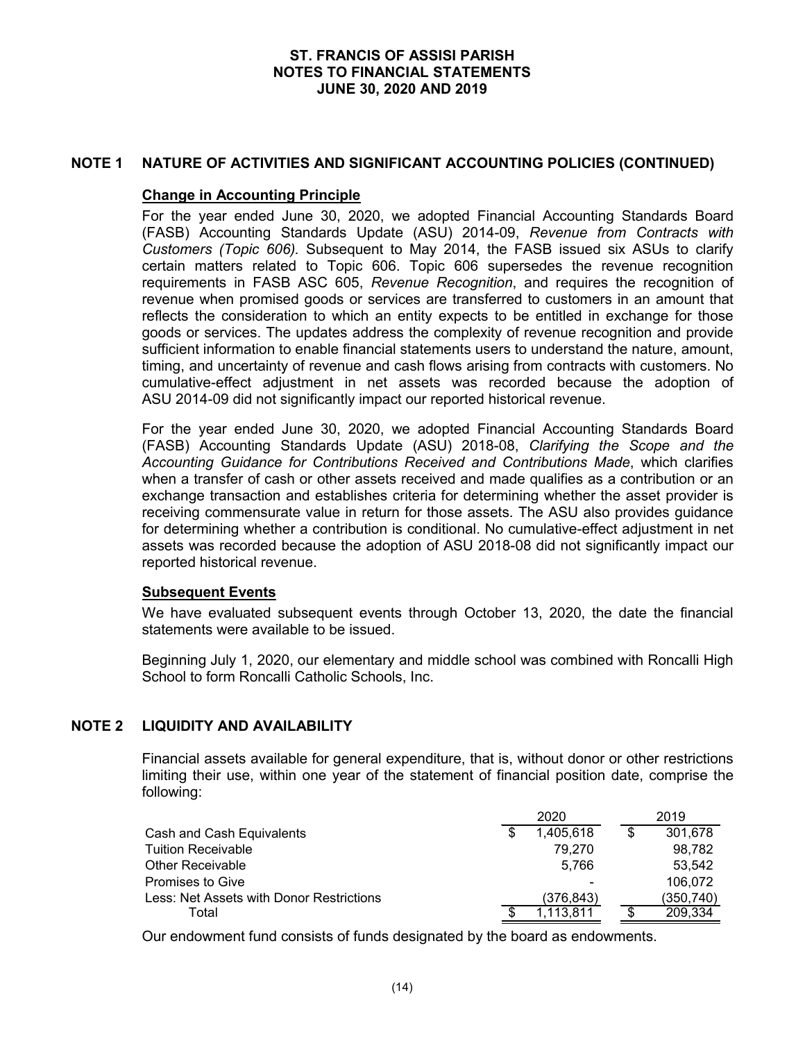# ST. FRANCIS OF ASSISI PARISH
# NOTES TO FINANCIAL STATEMENTS
# JUNE 30, 2020 AND 2019

## NOTE 1 NATURE OF ACTIVITIES AND SIGNIFICANT ACCOUNTING POLICIES (CONTINUED)

### Change in Accounting Principle

For the year ended June 30, 2020, we adopted Financial Accounting Standards Board (FASB) Accounting Standards Update (ASU) 2014-09, *Revenue from Contracts with Customers (Topic 606).* Subsequent to May 2014, the FASB issued six ASUs to clarify certain matters related to Topic 606. Topic 606 supersedes the revenue recognition requirements in FASB ASC 605, *Revenue Recognition*, and requires the recognition of revenue when promised goods or services are transferred to customers in an amount that reflects the consideration to which an entity expects to be entitled in exchange for those goods or services. The updates address the complexity of revenue recognition and provide sufficient information to enable financial statements users to understand the nature, amount, timing, and uncertainty of revenue and cash flows arising from contracts with customers. No cumulative-effect adjustment in net assets was recorded because the adoption of ASU 2014-09 did not significantly impact our reported historical revenue.

For the year ended June 30, 2020, we adopted Financial Accounting Standards Board (FASB) Accounting Standards Update (ASU) 2018-08, *Clarifying the Scope and the Accounting Guidance for Contributions Received and Contributions Made*, which clarifies when a transfer of cash or other assets received and made qualifies as a contribution or an exchange transaction and establishes criteria for determining whether the asset provider is receiving commensurate value in return for those assets. The ASU also provides guidance for determining whether a contribution is conditional. No cumulative-effect adjustment in net assets was recorded because the adoption of ASU 2018-08 did not significantly impact our reported historical revenue.

### Subsequent Events

We have evaluated subsequent events through October 13, 2020, the date the financial statements were available to be issued.

Beginning July 1, 2020, our elementary and middle school was combined with Roncalli High School to form Roncalli Catholic Schools, Inc.

## NOTE 2 LIQUIDITY AND AVAILABILITY

Financial assets available for general expenditure, that is, without donor or other restrictions limiting their use, within one year of the statement of financial position date, comprise the following:

| | 2020 | 2019 |
|---|---|---|
| Cash and Cash Equivalents | $ 1,405,618 | $ 301,678 |
| Tuition Receivable | 79,270 | 98,782 |
| Other Receivable | 5,766 | 53,542 |
| Promises to Give | - | 106,072 |
| Less: Net Assets with Donor Restrictions | (376,843) | (350,740) |
| Total | $ 1,113,811 | $ 209,334 |

Our endowment fund consists of funds designated by the board as endowments.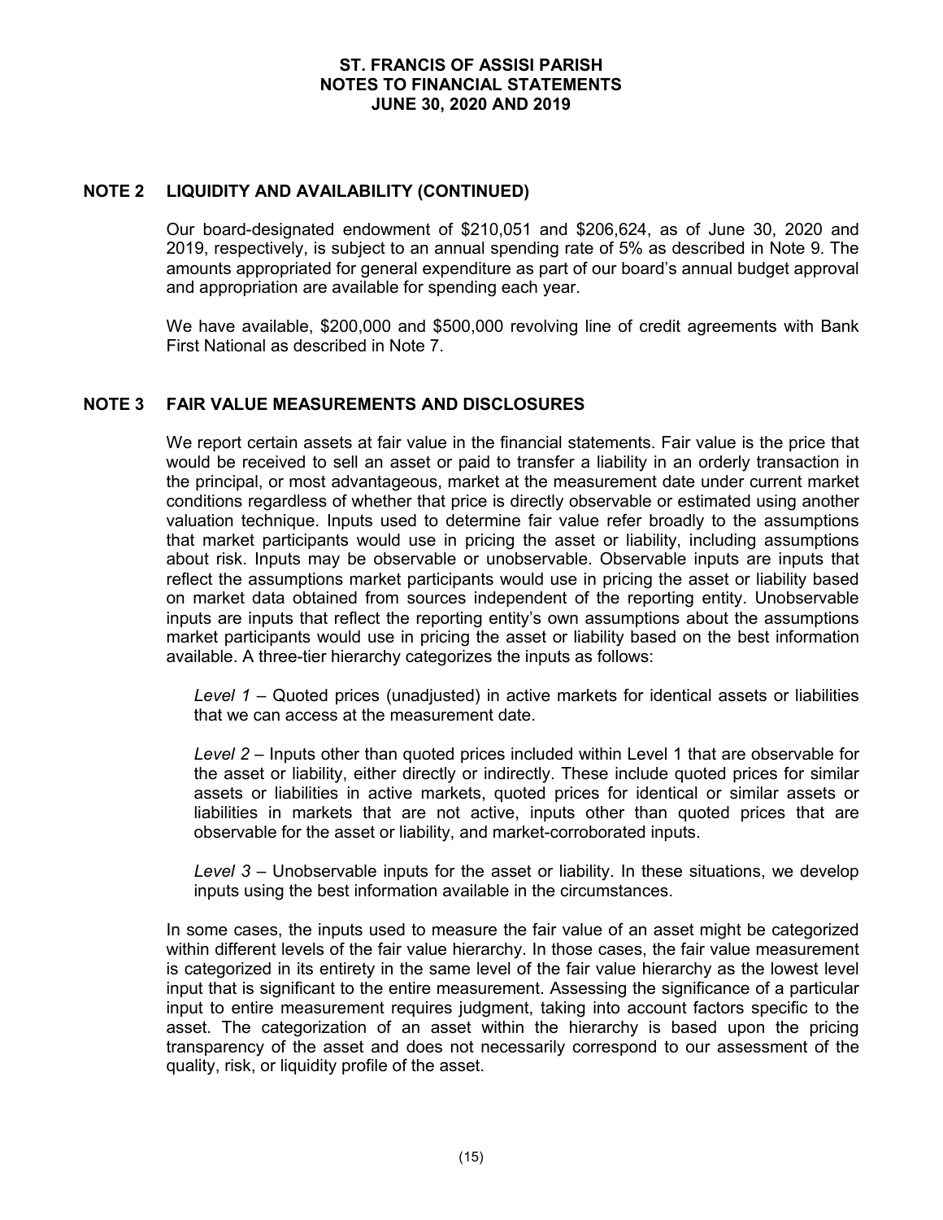## NOTE 2 LIQUIDITY AND AVAILABILITY (CONTINUED)

Our board-designated endowment of $210,051 and $206,624, as of June 30, 2020 and 2019, respectively, is subject to an annual spending rate of 5% as described in Note 9. The amounts appropriated for general expenditure as part of our board's annual budget approval and appropriation are available for spending each year.

We have available, $200,000 and $500,000 revolving line of credit agreements with Bank First National as described in Note 7.

## NOTE 3 FAIR VALUE MEASUREMENTS AND DISCLOSURES

We report certain assets at fair value in the financial statements. Fair value is the price that would be received to sell an asset or paid to transfer a liability in an orderly transaction in the principal, or most advantageous, market at the measurement date under current market conditions regardless of whether that price is directly observable or estimated using another valuation technique. Inputs used to determine fair value refer broadly to the assumptions that market participants would use in pricing the asset or liability, including assumptions about risk. Inputs may be observable or unobservable. Observable inputs are inputs that reflect the assumptions market participants would use in pricing the asset or liability based on market data obtained from sources independent of the reporting entity. Unobservable inputs are inputs that reflect the reporting entity's own assumptions about the assumptions market participants would use in pricing the asset or liability based on the best information available. A three-tier hierarchy categorizes the inputs as follows:

*Level 1* – Quoted prices (unadjusted) in active markets for identical assets or liabilities that we can access at the measurement date.

*Level 2* – Inputs other than quoted prices included within Level 1 that are observable for the asset or liability, either directly or indirectly. These include quoted prices for similar assets or liabilities in active markets, quoted prices for identical or similar assets or liabilities in markets that are not active, inputs other than quoted prices that are observable for the asset or liability, and market-corroborated inputs.

*Level 3* – Unobservable inputs for the asset or liability. In these situations, we develop inputs using the best information available in the circumstances.

In some cases, the inputs used to measure the fair value of an asset might be categorized within different levels of the fair value hierarchy. In those cases, the fair value measurement is categorized in its entirety in the same level of the fair value hierarchy as the lowest level input that is significant to the entire measurement. Assessing the significance of a particular input to entire measurement requires judgment, taking into account factors specific to the asset. The categorization of an asset within the hierarchy is based upon the pricing transparency of the asset and does not necessarily correspond to our assessment of the quality, risk, or liquidity profile of the asset.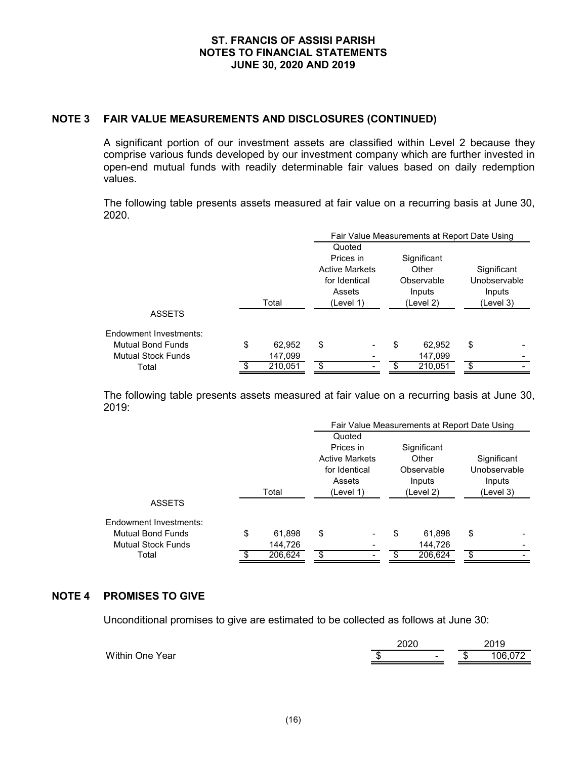# ST. FRANCIS OF ASSISI PARISH
# NOTES TO FINANCIAL STATEMENTS
# JUNE 30, 2020 AND 2019

## NOTE 3 FAIR VALUE MEASUREMENTS AND DISCLOSURES (CONTINUED)

A significant portion of our investment assets are classified within Level 2 because they comprise various funds developed by our investment company which are further invested in open-end mutual funds with readily determinable fair values based on daily redemption values.

The following table presents assets measured at fair value on a recurring basis at June 30, 2020.

| | | Fair Value Measurements at Report Date Using | | |
|---|---|---|---|---|
| | Total | Quoted Prices in Active Markets for Identical Assets (Level 1) | Significant Other Observable Inputs (Level 2) | Significant Unobservable Inputs (Level 3) |
| **ASSETS** | | | | |
| Endowment Investments: | | | | |
| Mutual Bond Funds | $ 62,952 | $ - | $ 62,952 | $ - |
| Mutual Stock Funds | 147,099 | - | 147,099 | - |
| Total | $ 210,051 | $ - | $ 210,051 | $ - |

The following table presents assets measured at fair value on a recurring basis at June 30, 2019:

| | | Fair Value Measurements at Report Date Using | | |
|---|---|---|---|---|
| | Total | Quoted Prices in Active Markets for Identical Assets (Level 1) | Significant Other Observable Inputs (Level 2) | Significant Unobservable Inputs (Level 3) |
| **ASSETS** | | | | |
| Endowment Investments: | | | | |
| Mutual Bond Funds | $ 61,898 | $ - | $ 61,898 | $ - |
| Mutual Stock Funds | 144,726 | - | 144,726 | - |
| Total | $ 206,624 | $ - | $ 206,624 | $ - |

## NOTE 4 PROMISES TO GIVE

Unconditional promises to give are estimated to be collected as follows at June 30:

| | 2020 | 2019 |
|---|---|---|
| Within One Year | $ - | $ 106,072 |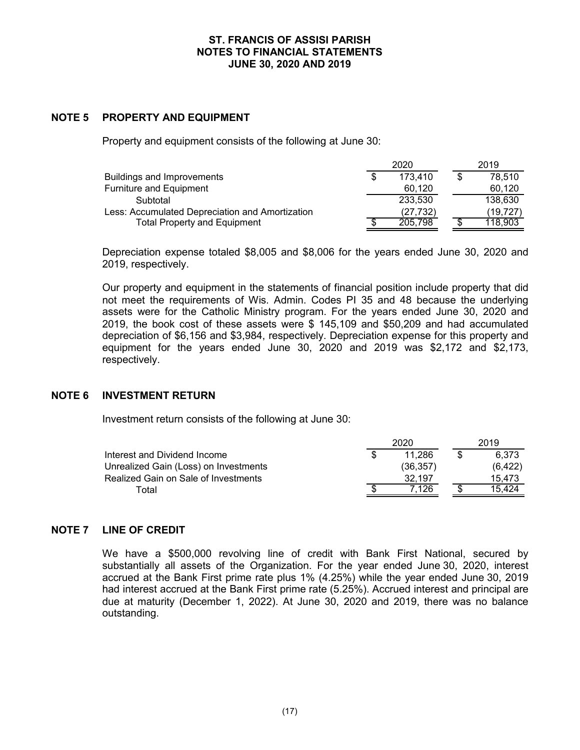# ST. FRANCIS OF ASSISI PARISH
# NOTES TO FINANCIAL STATEMENTS
# JUNE 30, 2020 AND 2019

## NOTE 5 PROPERTY AND EQUIPMENT

Property and equipment consists of the following at June 30:

| | 2020 | 2019 |
|---|---|---|
| Buildings and Improvements | $ 173,410 | $ 78,510 |
| Furniture and Equipment | 60,120 | 60,120 |
| Subtotal | 233,530 | 138,630 |
| Less: Accumulated Depreciation and Amortization | (27,732) | (19,727) |
| Total Property and Equipment | $ 205,798 | $ 118,903 |

Depreciation expense totaled $8,005 and $8,006 for the years ended June 30, 2020 and 2019, respectively.

Our property and equipment in the statements of financial position include property that did not meet the requirements of Wis. Admin. Codes PI 35 and 48 because the underlying assets were for the Catholic Ministry program. For the years ended June 30, 2020 and 2019, the book cost of these assets were $ 145,109 and $50,209 and had accumulated depreciation of $6,156 and $3,984, respectively. Depreciation expense for this property and equipment for the years ended June 30, 2020 and 2019 was $2,172 and $2,173, respectively.

## NOTE 6 INVESTMENT RETURN

Investment return consists of the following at June 30:

| | 2020 | 2019 |
|---|---|---|
| Interest and Dividend Income | $ 11,286 | $ 6,373 |
| Unrealized Gain (Loss) on Investments | (36,357) | (6,422) |
| Realized Gain on Sale of Investments | 32,197 | 15,473 |
| Total | $ 7,126 | $ 15,424 |

## NOTE 7 LINE OF CREDIT

We have a $500,000 revolving line of credit with Bank First National, secured by substantially all assets of the Organization. For the year ended June 30, 2020, interest accrued at the Bank First prime rate plus 1% (4.25%) while the year ended June 30, 2019 had interest accrued at the Bank First prime rate (5.25%). Accrued interest and principal are due at maturity (December 1, 2022). At June 30, 2020 and 2019, there was no balance outstanding.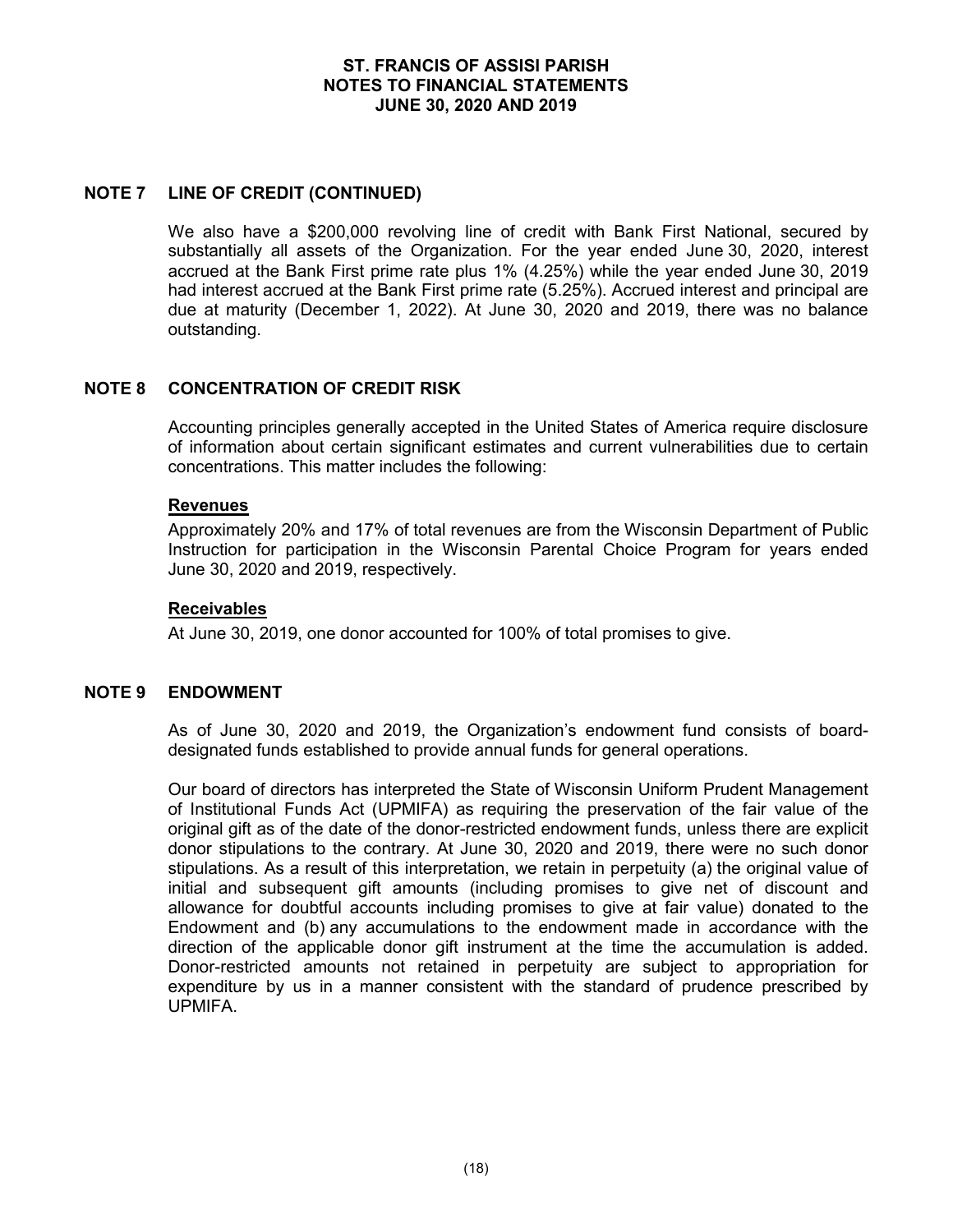## NOTE 7 LINE OF CREDIT (CONTINUED)

We also have a $200,000 revolving line of credit with Bank First National, secured by substantially all assets of the Organization. For the year ended June 30, 2020, interest accrued at the Bank First prime rate plus 1% (4.25%) while the year ended June 30, 2019 had interest accrued at the Bank First prime rate (5.25%). Accrued interest and principal are due at maturity (December 1, 2022). At June 30, 2020 and 2019, there was no balance outstanding.

## NOTE 8 CONCENTRATION OF CREDIT RISK

Accounting principles generally accepted in the United States of America require disclosure of information about certain significant estimates and current vulnerabilities due to certain concentrations. This matter includes the following:

### Revenues

Approximately 20% and 17% of total revenues are from the Wisconsin Department of Public Instruction for participation in the Wisconsin Parental Choice Program for years ended June 30, 2020 and 2019, respectively.

### Receivables

At June 30, 2019, one donor accounted for 100% of total promises to give.

## NOTE 9 ENDOWMENT

As of June 30, 2020 and 2019, the Organization's endowment fund consists of board-designated funds established to provide annual funds for general operations.

Our board of directors has interpreted the State of Wisconsin Uniform Prudent Management of Institutional Funds Act (UPMIFA) as requiring the preservation of the fair value of the original gift as of the date of the donor-restricted endowment funds, unless there are explicit donor stipulations to the contrary. At June 30, 2020 and 2019, there were no such donor stipulations. As a result of this interpretation, we retain in perpetuity (a) the original value of initial and subsequent gift amounts (including promises to give net of discount and allowance for doubtful accounts including promises to give at fair value) donated to the Endowment and (b) any accumulations to the endowment made in accordance with the direction of the applicable donor gift instrument at the time the accumulation is added. Donor-restricted amounts not retained in perpetuity are subject to appropriation for expenditure by us in a manner consistent with the standard of prudence prescribed by UPMIFA.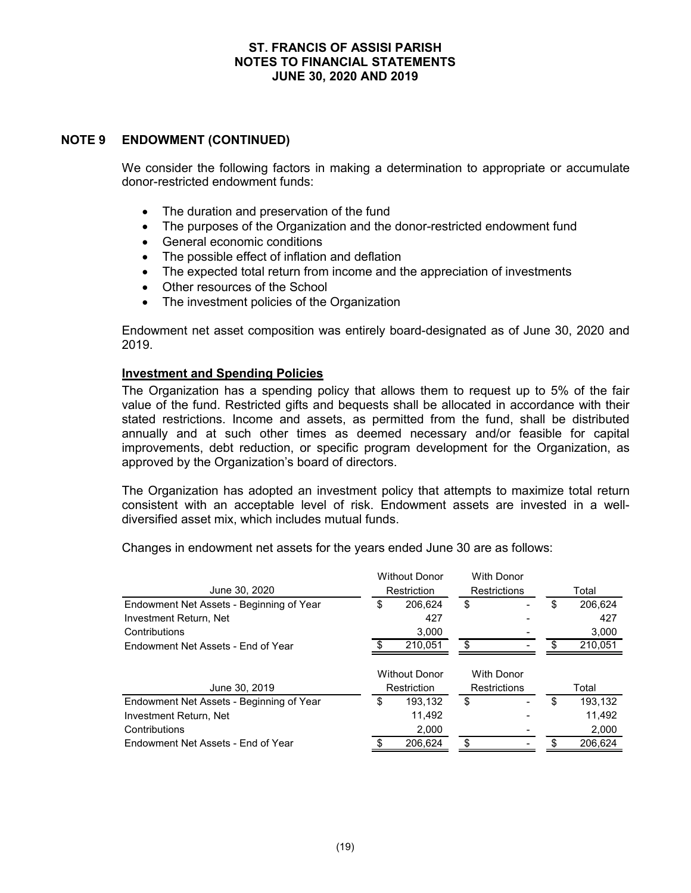## NOTE 9 ENDOWMENT (CONTINUED)

We consider the following factors in making a determination to appropriate or accumulate donor-restricted endowment funds:

- The duration and preservation of the fund
- The purposes of the Organization and the donor-restricted endowment fund
- General economic conditions
- The possible effect of inflation and deflation
- The expected total return from income and the appreciation of investments
- Other resources of the School
- The investment policies of the Organization

Endowment net asset composition was entirely board-designated as of June 30, 2020 and 2019.

**Investment and Spending Policies**

The Organization has a spending policy that allows them to request up to 5% of the fair value of the fund. Restricted gifts and bequests shall be allocated in accordance with their stated restrictions. Income and assets, as permitted from the fund, shall be distributed annually and at such other times as deemed necessary and/or feasible for capital improvements, debt reduction, or specific program development for the Organization, as approved by the Organization's board of directors.

The Organization has adopted an investment policy that attempts to maximize total return consistent with an acceptable level of risk. Endowment assets are invested in a well-diversified asset mix, which includes mutual funds.

Changes in endowment net assets for the years ended June 30 are as follows:

| June 30, 2020 | Without Donor Restriction | With Donor Restrictions | Total |
|---|---|---|---|
| Endowment Net Assets - Beginning of Year | $ 206,624 | $ - | $ 206,624 |
| Investment Return, Net | 427 | - | 427 |
| Contributions | 3,000 | - | 3,000 |
| Endowment Net Assets - End of Year | $ 210,051 | $ - | $ 210,051 |

| June 30, 2019 | Without Donor Restriction | With Donor Restrictions | Total |
|---|---|---|---|
| Endowment Net Assets - Beginning of Year | $ 193,132 | $ - | $ 193,132 |
| Investment Return, Net | 11,492 | - | 11,492 |
| Contributions | 2,000 | - | 2,000 |
| Endowment Net Assets - End of Year | $ 206,624 | $ - | $ 206,624 |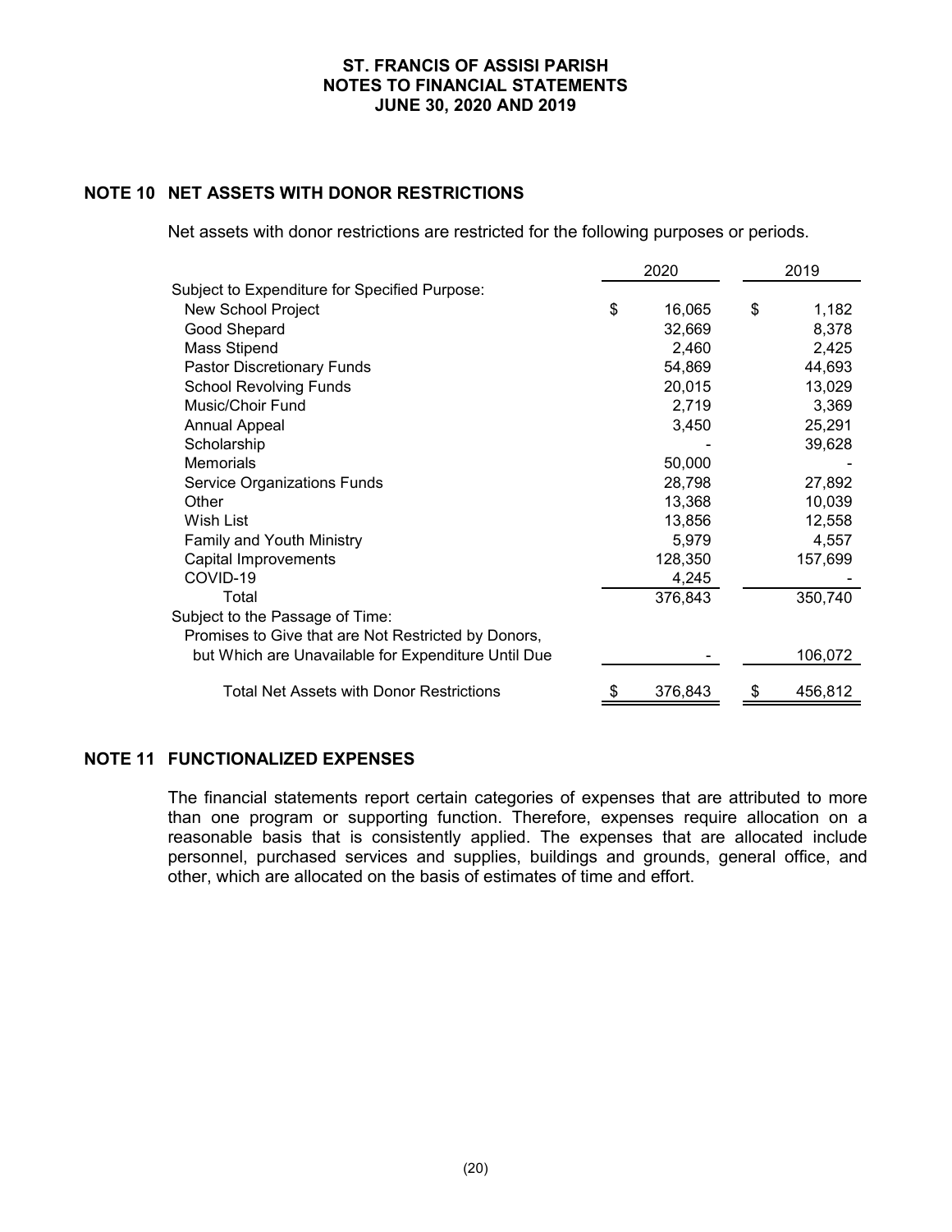## NOTE 10 NET ASSETS WITH DONOR RESTRICTIONS

Net assets with donor restrictions are restricted for the following purposes or periods.

| | 2020 | 2019 |
|---|---|---|
| Subject to Expenditure for Specified Purpose: | | |
| New School Project | $ 16,065 | $ 1,182 |
| Good Shepard | 32,669 | 8,378 |
| Mass Stipend | 2,460 | 2,425 |
| Pastor Discretionary Funds | 54,869 | 44,693 |
| School Revolving Funds | 20,015 | 13,029 |
| Music/Choir Fund | 2,719 | 3,369 |
| Annual Appeal | 3,450 | 25,291 |
| Scholarship | - | 39,628 |
| Memorials | 50,000 | - |
| Service Organizations Funds | 28,798 | 27,892 |
| Other | 13,368 | 10,039 |
| Wish List | 13,856 | 12,558 |
| Family and Youth Ministry | 5,979 | 4,557 |
| Capital Improvements | 128,350 | 157,699 |
| COVID-19 | 4,245 | - |
| Total | 376,843 | 350,740 |
| Subject to the Passage of Time: | | |
| Promises to Give that are Not Restricted by Donors, but Which are Unavailable for Expenditure Until Due | - | 106,072 |
| Total Net Assets with Donor Restrictions | $ 376,843 | $ 456,812 |

## NOTE 11 FUNCTIONALIZED EXPENSES

The financial statements report certain categories of expenses that are attributed to more than one program or supporting function. Therefore, expenses require allocation on a reasonable basis that is consistently applied. The expenses that are allocated include personnel, purchased services and supplies, buildings and grounds, general office, and other, which are allocated on the basis of estimates of time and effort.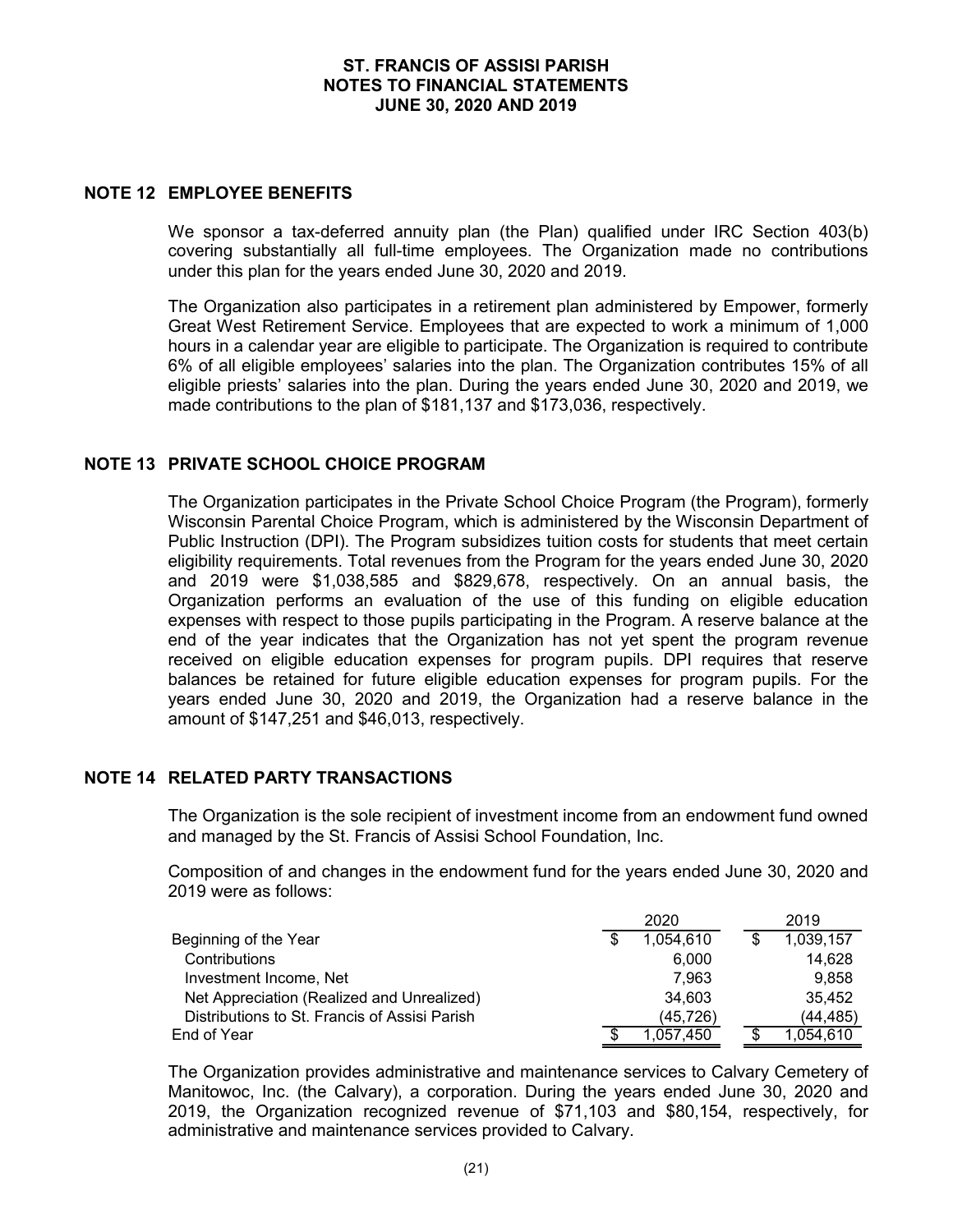## NOTE 12 EMPLOYEE BENEFITS

We sponsor a tax-deferred annuity plan (the Plan) qualified under IRC Section 403(b) covering substantially all full-time employees. The Organization made no contributions under this plan for the years ended June 30, 2020 and 2019.

The Organization also participates in a retirement plan administered by Empower, formerly Great West Retirement Service. Employees that are expected to work a minimum of 1,000 hours in a calendar year are eligible to participate. The Organization is required to contribute 6% of all eligible employees' salaries into the plan. The Organization contributes 15% of all eligible priests' salaries into the plan. During the years ended June 30, 2020 and 2019, we made contributions to the plan of $181,137 and $173,036, respectively.

## NOTE 13 PRIVATE SCHOOL CHOICE PROGRAM

The Organization participates in the Private School Choice Program (the Program), formerly Wisconsin Parental Choice Program, which is administered by the Wisconsin Department of Public Instruction (DPI). The Program subsidizes tuition costs for students that meet certain eligibility requirements. Total revenues from the Program for the years ended June 30, 2020 and 2019 were $1,038,585 and $829,678, respectively. On an annual basis, the Organization performs an evaluation of the use of this funding on eligible education expenses with respect to those pupils participating in the Program. A reserve balance at the end of the year indicates that the Organization has not yet spent the program revenue received on eligible education expenses for program pupils. DPI requires that reserve balances be retained for future eligible education expenses for program pupils. For the years ended June 30, 2020 and 2019, the Organization had a reserve balance in the amount of $147,251 and $46,013, respectively.

## NOTE 14 RELATED PARTY TRANSACTIONS

The Organization is the sole recipient of investment income from an endowment fund owned and managed by the St. Francis of Assisi School Foundation, Inc.

Composition of and changes in the endowment fund for the years ended June 30, 2020 and 2019 were as follows:

| | 2020 | 2019 |
|---|---|---|
| Beginning of the Year | $ 1,054,610 | $ 1,039,157 |
| Contributions | 6,000 | 14,628 |
| Investment Income, Net | 7,963 | 9,858 |
| Net Appreciation (Realized and Unrealized) | 34,603 | 35,452 |
| Distributions to St. Francis of Assisi Parish | (45,726) | (44,485) |
| End of Year | $ 1,057,450 | $ 1,054,610 |

The Organization provides administrative and maintenance services to Calvary Cemetery of Manitowoc, Inc. (the Calvary), a corporation. During the years ended June 30, 2020 and 2019, the Organization recognized revenue of $71,103 and $80,154, respectively, for administrative and maintenance services provided to Calvary.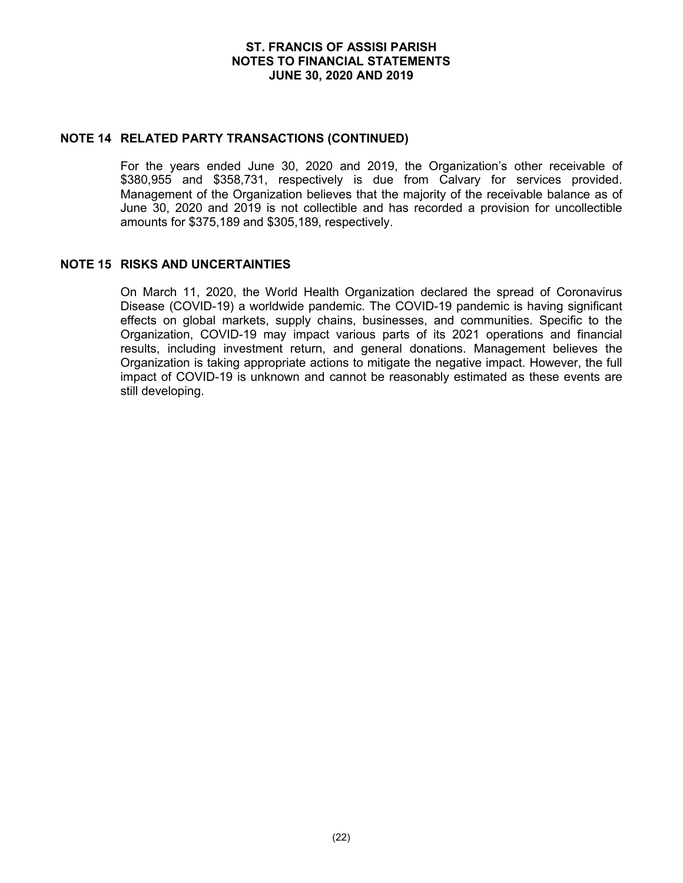## NOTE 14 RELATED PARTY TRANSACTIONS (CONTINUED)

For the years ended June 30, 2020 and 2019, the Organization's other receivable of $380,955 and $358,731, respectively is due from Calvary for services provided. Management of the Organization believes that the majority of the receivable balance as of June 30, 2020 and 2019 is not collectible and has recorded a provision for uncollectible amounts for $375,189 and $305,189, respectively.

## NOTE 15 RISKS AND UNCERTAINTIES

On March 11, 2020, the World Health Organization declared the spread of Coronavirus Disease (COVID-19) a worldwide pandemic. The COVID-19 pandemic is having significant effects on global markets, supply chains, businesses, and communities. Specific to the Organization, COVID-19 may impact various parts of its 2021 operations and financial results, including investment return, and general donations. Management believes the Organization is taking appropriate actions to mitigate the negative impact. However, the full impact of COVID-19 is unknown and cannot be reasonably estimated as these events are still developing.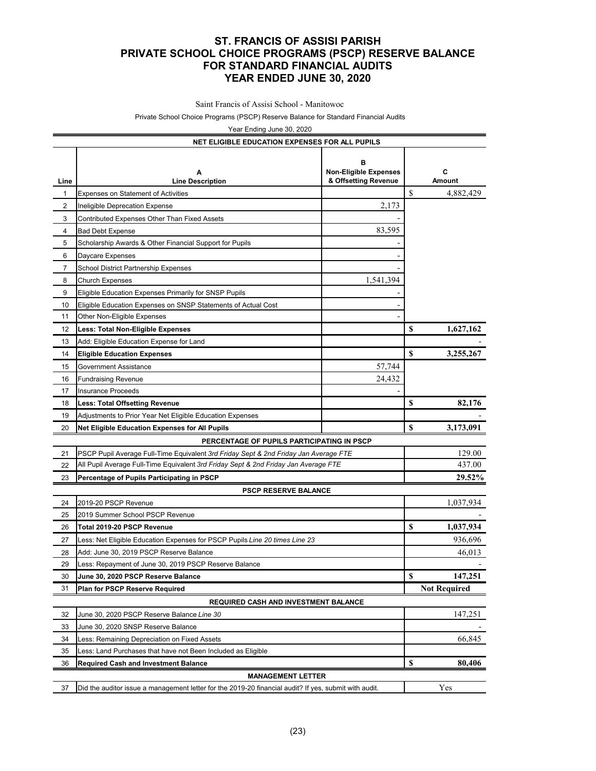# ST. FRANCIS OF ASSISI PARISH
# PRIVATE SCHOOL CHOICE PROGRAMS (PSCP) RESERVE BALANCE
# FOR STANDARD FINANCIAL AUDITS
# YEAR ENDED JUNE 30, 2020

Saint Francis of Assisi School - Manitowoc

Private School Choice Programs (PSCP) Reserve Balance for Standard Financial Audits

Year Ending June 30, 2020

| Line | A<br>Line Description | B<br>Non-Eligible Expenses & Offsetting Revenue | C<br>Amount |
|---|---|---|---|
| | **NET ELIGIBLE EDUCATION EXPENSES FOR ALL PUPILS** | | |
| 1 | Expenses on Statement of Activities | | $ 4,882,429 |
| 2 | Ineligible Deprecation Expense | 2,173 | |
| 3 | Contributed Expenses Other Than Fixed Assets | - | |
| 4 | Bad Debt Expense | 83,595 | |
| 5 | Scholarship Awards & Other Financial Support for Pupils | - | |
| 6 | Daycare Expenses | - | |
| 7 | School District Partnership Expenses | - | |
| 8 | Church Expenses | 1,541,394 | |
| 9 | Eligible Education Expenses Primarily for SNSP Pupils | - | |
| 10 | Eligible Education Expenses on SNSP Statements of Actual Cost | - | |
| 11 | Other Non-Eligible Expenses | - | |
| 12 | **Less: Total Non-Eligible Expenses** | | **$ 1,627,162** |
| 13 | Add: Eligible Education Expense for Land | | - |
| 14 | **Eligible Education Expenses** | | **$ 3,255,267** |
| 15 | Government Assistance | 57,744 | |
| 16 | Fundraising Revenue | 24,432 | |
| 17 | Insurance Proceeds | - | |
| 18 | **Less: Total Offsetting Revenue** | | **$ 82,176** |
| 19 | Adjustments to Prior Year Net Eligible Education Expenses | | - |
| 20 | **Net Eligible Education Expenses for All Pupils** | | **$ 3,173,091** |
| | **PERCENTAGE OF PUPILS PARTICIPATING IN PSCP** | | |
| 21 | PSCP Pupil Average Full-Time Equivalent *3rd Friday Sept & 2nd Friday Jan Average FTE* | | 129.00 |
| 22 | All Pupil Average Full-Time Equivalent *3rd Friday Sept & 2nd Friday Jan Average FTE* | | 437.00 |
| 23 | **Percentage of Pupils Participating in PSCP** | | **29.52%** |
| | **PSCP RESERVE BALANCE** | | |
| 24 | 2019-20 PSCP Revenue | | 1,037,934 |
| 25 | 2019 Summer School PSCP Revenue | | - |
| 26 | **Total 2019-20 PSCP Revenue** | | **$ 1,037,934** |
| 27 | Less: Net Eligible Education Expenses for PSCP Pupils *Line 20 times Line 23* | | 936,696 |
| 28 | Add: June 30, 2019 PSCP Reserve Balance | | 46,013 |
| 29 | Less: Repayment of June 30, 2019 PSCP Reserve Balance | | - |
| 30 | **June 30, 2020 PSCP Reserve Balance** | | **$ 147,251** |
| 31 | **Plan for PSCP Reserve Required** | | **Not Required** |
| | **REQUIRED CASH AND INVESTMENT BALANCE** | | |
| 32 | June 30, 2020 PSCP Reserve Balance *Line 30* | | 147,251 |
| 33 | June 30, 2020 SNSP Reserve Balance | | - |
| 34 | Less: Remaining Depreciation on Fixed Assets | | 66,845 |
| 35 | Less: Land Purchases that have not Been Included as Eligible | | |
| 36 | **Required Cash and Investment Balance** | | **$ 80,406** |
| | **MANAGEMENT LETTER** | | |
| 37 | Did the auditor issue a management letter for the 2019-20 financial audit? If yes, submit with audit. | | Yes |